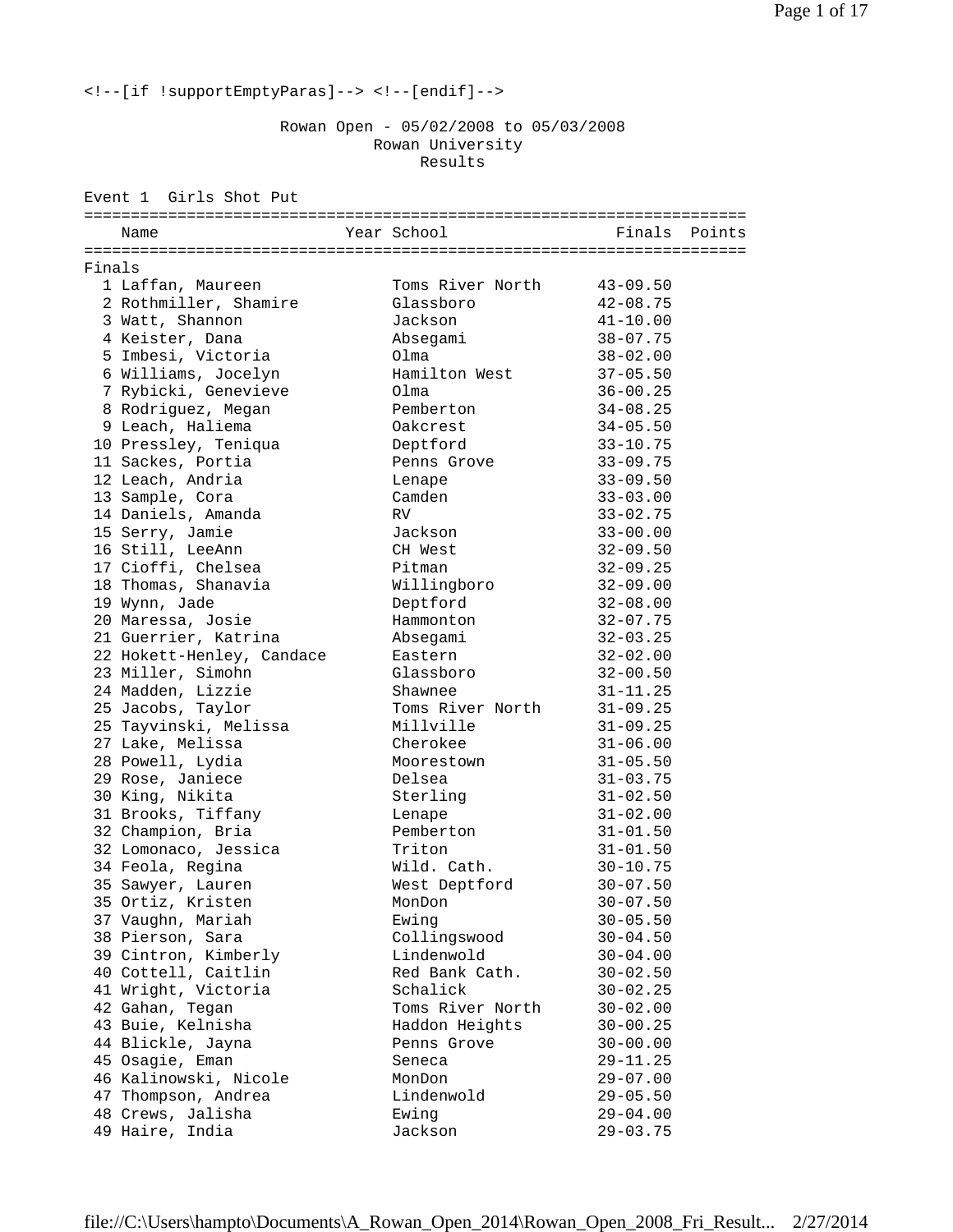<!--[if !supportEmptyParas]--> <!--[endif]-->

# Rowan Open - 05/02/2008 to 05/03/2008
## Rowan University
### Results

**Event 1 Girls Shot Put**

Finals

| Place | Name | Year | School | Finals | Points |
|---|---|---|---|---|---|
| 1 | Laffan, Maureen | | Toms River North | 43-09.50 | |
| 2 | Rothmiller, Shamire | | Glassboro | 42-08.75 | |
| 3 | Watt, Shannon | | Jackson | 41-10.00 | |
| 4 | Keister, Dana | | Absegami | 38-07.75 | |
| 5 | Imbesi, Victoria | | Olma | 38-02.00 | |
| 6 | Williams, Jocelyn | | Hamilton West | 37-05.50 | |
| 7 | Rybicki, Genevieve | | Olma | 36-00.25 | |
| 8 | Rodriguez, Megan | | Pemberton | 34-08.25 | |
| 9 | Leach, Haliema | | Oakcrest | 34-05.50 | |
| 10 | Pressley, Teniqua | | Deptford | 33-10.75 | |
| 11 | Sackes, Portia | | Penns Grove | 33-09.75 | |
| 12 | Leach, Andria | | Lenape | 33-09.50 | |
| 13 | Sample, Cora | | Camden | 33-03.00 | |
| 14 | Daniels, Amanda | | RV | 33-02.75 | |
| 15 | Serry, Jamie | | Jackson | 33-00.00 | |
| 16 | Still, LeeAnn | | CH West | 32-09.50 | |
| 17 | Cioffi, Chelsea | | Pitman | 32-09.25 | |
| 18 | Thomas, Shanavia | | Willingboro | 32-09.00 | |
| 19 | Wynn, Jade | | Deptford | 32-08.00 | |
| 20 | Maressa, Josie | | Hammonton | 32-07.75 | |
| 21 | Guerrier, Katrina | | Absegami | 32-03.25 | |
| 22 | Hokett-Henley, Candace | | Eastern | 32-02.00 | |
| 23 | Miller, Simohn | | Glassboro | 32-00.50 | |
| 24 | Madden, Lizzie | | Shawnee | 31-11.25 | |
| 25 | Jacobs, Taylor | | Toms River North | 31-09.25 | |
| 25 | Tayvinski, Melissa | | Millville | 31-09.25 | |
| 27 | Lake, Melissa | | Cherokee | 31-06.00 | |
| 28 | Powell, Lydia | | Moorestown | 31-05.50 | |
| 29 | Rose, Janiece | | Delsea | 31-03.75 | |
| 30 | King, Nikita | | Sterling | 31-02.50 | |
| 31 | Brooks, Tiffany | | Lenape | 31-02.00 | |
| 32 | Champion, Bria | | Pemberton | 31-01.50 | |
| 32 | Lomonaco, Jessica | | Triton | 31-01.50 | |
| 34 | Feola, Regina | | Wild. Cath. | 30-10.75 | |
| 35 | Sawyer, Lauren | | West Deptford | 30-07.50 | |
| 35 | Ortiz, Kristen | | MonDon | 30-07.50 | |
| 37 | Vaughn, Mariah | | Ewing | 30-05.50 | |
| 38 | Pierson, Sara | | Collingswood | 30-04.50 | |
| 39 | Cintron, Kimberly | | Lindenwold | 30-04.00 | |
| 40 | Cottell, Caitlin | | Red Bank Cath. | 30-02.50 | |
| 41 | Wright, Victoria | | Schalick | 30-02.25 | |
| 42 | Gahan, Tegan | | Toms River North | 30-02.00 | |
| 43 | Buie, Kelnisha | | Haddon Heights | 30-00.25 | |
| 44 | Blickle, Jayna | | Penns Grove | 30-00.00 | |
| 45 | Osagie, Eman | | Seneca | 29-11.25 | |
| 46 | Kalinowski, Nicole | | MonDon | 29-07.00 | |
| 47 | Thompson, Andrea | | Lindenwold | 29-05.50 | |
| 48 | Crews, Jalisha | | Ewing | 29-04.00 | |
| 49 | Haire, India | | Jackson | 29-03.75 | |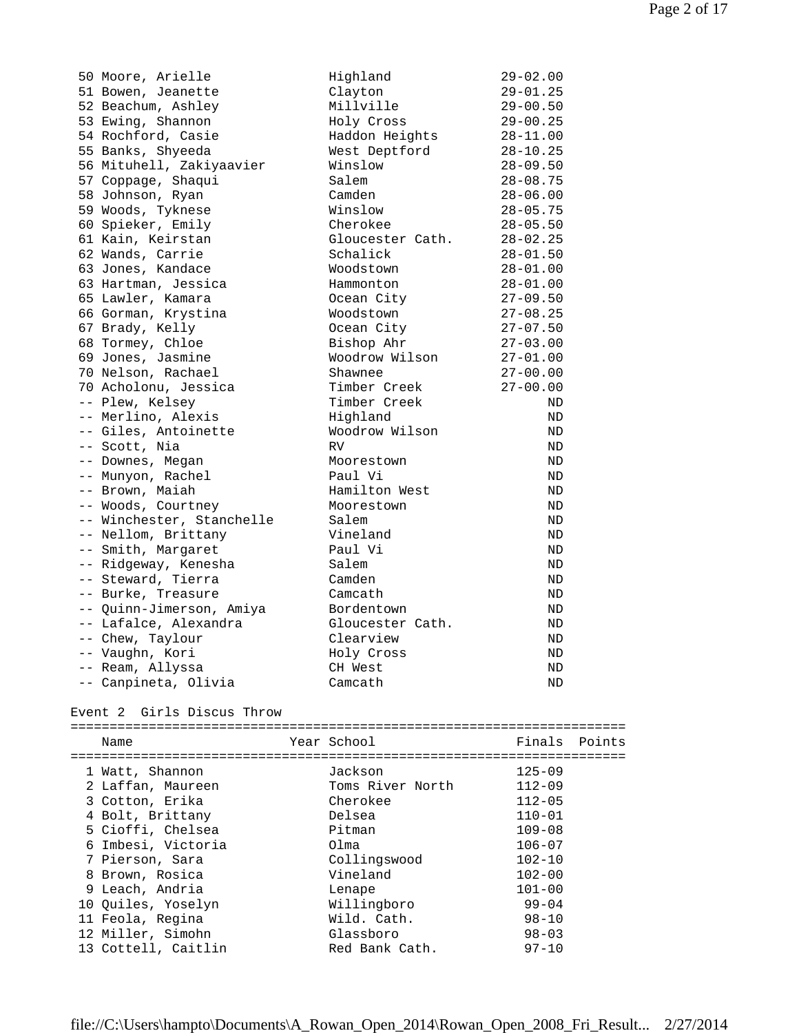| Place | Name | Year | School | Finals | Points |
|---|---|---|---|---|---|
| 50 | Moore, Arielle | | Highland | 29-02.00 | |
| 51 | Bowen, Jeanette | | Clayton | 29-01.25 | |
| 52 | Beachum, Ashley | | Millville | 29-00.50 | |
| 53 | Ewing, Shannon | | Holy Cross | 29-00.25 | |
| 54 | Rochford, Casie | | Haddon Heights | 28-11.00 | |
| 55 | Banks, Shyeeda | | West Deptford | 28-10.25 | |
| 56 | Mituhell, Zakiyaavier | | Winslow | 28-09.50 | |
| 57 | Coppage, Shaqui | | Salem | 28-08.75 | |
| 58 | Johnson, Ryan | | Camden | 28-06.00 | |
| 59 | Woods, Tyknese | | Winslow | 28-05.75 | |
| 60 | Spieker, Emily | | Cherokee | 28-05.50 | |
| 61 | Kain, Keirstan | | Gloucester Cath. | 28-02.25 | |
| 62 | Wands, Carrie | | Schalick | 28-01.50 | |
| 63 | Jones, Kandace | | Woodstown | 28-01.00 | |
| 63 | Hartman, Jessica | | Hammonton | 28-01.00 | |
| 65 | Lawler, Kamara | | Ocean City | 27-09.50 | |
| 66 | Gorman, Krystina | | Woodstown | 27-08.25 | |
| 67 | Brady, Kelly | | Ocean City | 27-07.50 | |
| 68 | Tormey, Chloe | | Bishop Ahr | 27-03.00 | |
| 69 | Jones, Jasmine | | Woodrow Wilson | 27-01.00 | |
| 70 | Nelson, Rachael | | Shawnee | 27-00.00 | |
| 70 | Acholonu, Jessica | | Timber Creek | 27-00.00 | |
| -- | Plew, Kelsey | | Timber Creek | ND | |
| -- | Merlino, Alexis | | Highland | ND | |
| -- | Giles, Antoinette | | Woodrow Wilson | ND | |
| -- | Scott, Nia | | RV | ND | |
| -- | Downes, Megan | | Moorestown | ND | |
| -- | Munyon, Rachel | | Paul Vi | ND | |
| -- | Brown, Maiah | | Hamilton West | ND | |
| -- | Woods, Courtney | | Moorestown | ND | |
| -- | Winchester, Stanchelle | | Salem | ND | |
| -- | Nellom, Brittany | | Vineland | ND | |
| -- | Smith, Margaret | | Paul Vi | ND | |
| -- | Ridgeway, Kenesha | | Salem | ND | |
| -- | Steward, Tierra | | Camden | ND | |
| -- | Burke, Treasure | | Camcath | ND | |
| -- | Quinn-Jimerson, Amiya | | Bordentown | ND | |
| -- | Lafalce, Alexandra | | Gloucester Cath. | ND | |
| -- | Chew, Taylour | | Clearview | ND | |
| -- | Vaughn, Kori | | Holy Cross | ND | |
| -- | Ream, Allyssa | | CH West | ND | |
| -- | Canpineta, Olivia | | Camcath | ND | |

## Event 2 Girls Discus Throw

| Place | Name | Year | School | Finals | Points |
|---|---|---|---|---|---|
| 1 | Watt, Shannon | | Jackson | 125-09 | |
| 2 | Laffan, Maureen | | Toms River North | 112-09 | |
| 3 | Cotton, Erika | | Cherokee | 112-05 | |
| 4 | Bolt, Brittany | | Delsea | 110-01 | |
| 5 | Cioffi, Chelsea | | Pitman | 109-08 | |
| 6 | Imbesi, Victoria | | Olma | 106-07 | |
| 7 | Pierson, Sara | | Collingswood | 102-10 | |
| 8 | Brown, Rosica | | Vineland | 102-00 | |
| 9 | Leach, Andria | | Lenape | 101-00 | |
| 10 | Quiles, Yoselyn | | Willingboro | 99-04 | |
| 11 | Feola, Regina | | Wild. Cath. | 98-10 | |
| 12 | Miller, Simohn | | Glassboro | 98-03 | |
| 13 | Cottell, Caitlin | | Red Bank Cath. | 97-10 | |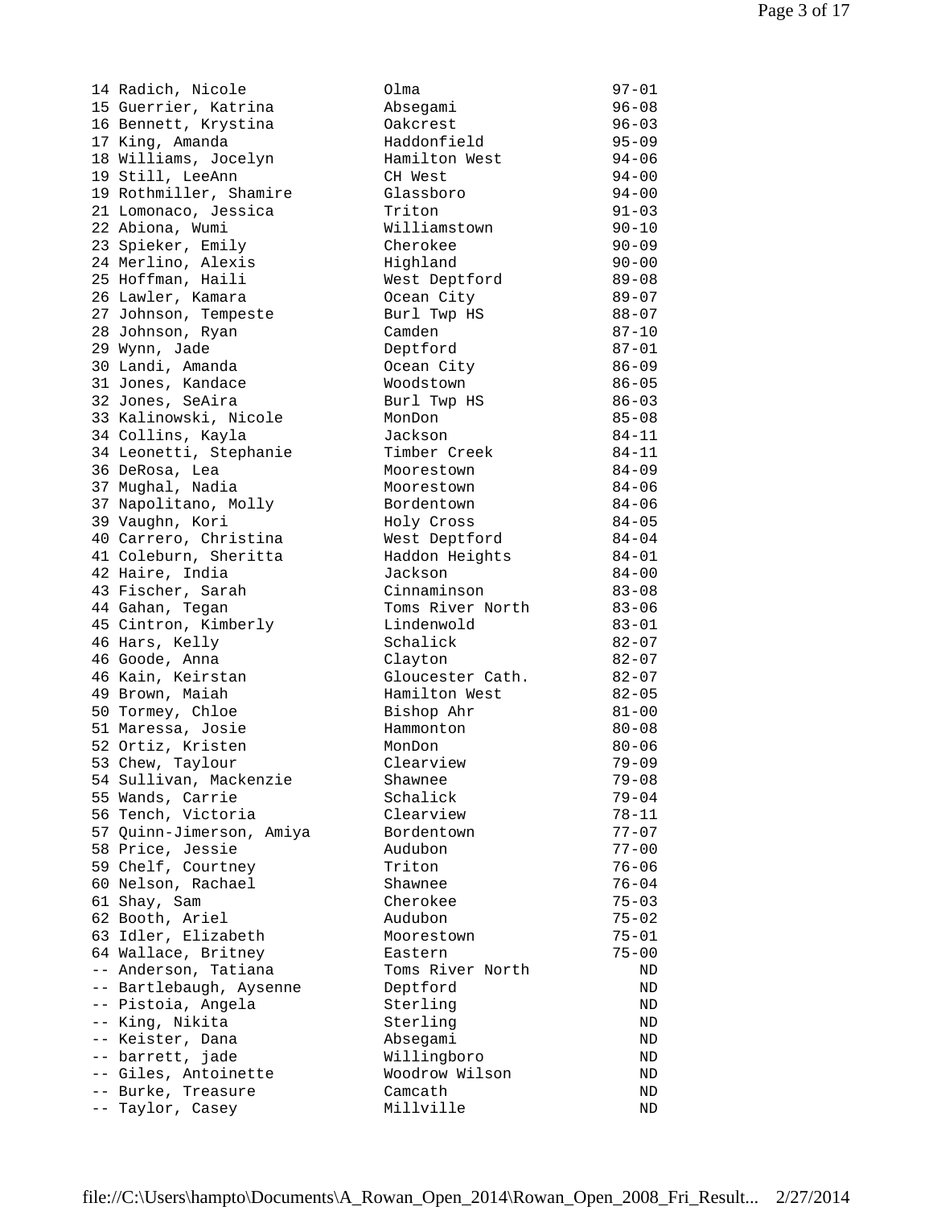| Place | Name | School | Mark |
|---|---|---|---|
| 14 | Radich, Nicole | Olma | 97-01 |
| 15 | Guerrier, Katrina | Absegami | 96-08 |
| 16 | Bennett, Krystina | Oakcrest | 96-03 |
| 17 | King, Amanda | Haddonfield | 95-09 |
| 18 | Williams, Jocelyn | Hamilton West | 94-06 |
| 19 | Still, LeeAnn | CH West | 94-00 |
| 19 | Rothmiller, Shamire | Glassboro | 94-00 |
| 21 | Lomonaco, Jessica | Triton | 91-03 |
| 22 | Abiona, Wumi | Williamstown | 90-10 |
| 23 | Spieker, Emily | Cherokee | 90-09 |
| 24 | Merlino, Alexis | Highland | 90-00 |
| 25 | Hoffman, Haili | West Deptford | 89-08 |
| 26 | Lawler, Kamara | Ocean City | 89-07 |
| 27 | Johnson, Tempeste | Burl Twp HS | 88-07 |
| 28 | Johnson, Ryan | Camden | 87-10 |
| 29 | Wynn, Jade | Deptford | 87-01 |
| 30 | Landi, Amanda | Ocean City | 86-09 |
| 31 | Jones, Kandace | Woodstown | 86-05 |
| 32 | Jones, SeAira | Burl Twp HS | 86-03 |
| 33 | Kalinowski, Nicole | MonDon | 85-08 |
| 34 | Collins, Kayla | Jackson | 84-11 |
| 34 | Leonetti, Stephanie | Timber Creek | 84-11 |
| 36 | DeRosa, Lea | Moorestown | 84-09 |
| 37 | Mughal, Nadia | Moorestown | 84-06 |
| 37 | Napolitano, Molly | Bordentown | 84-06 |
| 39 | Vaughn, Kori | Holy Cross | 84-05 |
| 40 | Carrero, Christina | West Deptford | 84-04 |
| 41 | Coleburn, Sheritta | Haddon Heights | 84-01 |
| 42 | Haire, India | Jackson | 84-00 |
| 43 | Fischer, Sarah | Cinnaminson | 83-08 |
| 44 | Gahan, Tegan | Toms River North | 83-06 |
| 45 | Cintron, Kimberly | Lindenwold | 83-01 |
| 46 | Hars, Kelly | Schalick | 82-07 |
| 46 | Goode, Anna | Clayton | 82-07 |
| 46 | Kain, Keirstan | Gloucester Cath. | 82-07 |
| 49 | Brown, Maiah | Hamilton West | 82-05 |
| 50 | Tormey, Chloe | Bishop Ahr | 81-00 |
| 51 | Maressa, Josie | Hammonton | 80-08 |
| 52 | Ortiz, Kristen | MonDon | 80-06 |
| 53 | Chew, Taylour | Clearview | 79-09 |
| 54 | Sullivan, Mackenzie | Shawnee | 79-08 |
| 55 | Wands, Carrie | Schalick | 79-04 |
| 56 | Tench, Victoria | Clearview | 78-11 |
| 57 | Quinn-Jimerson, Amiya | Bordentown | 77-07 |
| 58 | Price, Jessie | Audubon | 77-00 |
| 59 | Chelf, Courtney | Triton | 76-06 |
| 60 | Nelson, Rachael | Shawnee | 76-04 |
| 61 | Shay, Sam | Cherokee | 75-03 |
| 62 | Booth, Ariel | Audubon | 75-02 |
| 63 | Idler, Elizabeth | Moorestown | 75-01 |
| 64 | Wallace, Britney | Eastern | 75-00 |
| -- | Anderson, Tatiana | Toms River North | ND |
| -- | Bartlebaugh, Aysenne | Deptford | ND |
| -- | Pistoia, Angela | Sterling | ND |
| -- | King, Nikita | Sterling | ND |
| -- | Keister, Dana | Absegami | ND |
| -- | barrett, jade | Willingboro | ND |
| -- | Giles, Antoinette | Woodrow Wilson | ND |
| -- | Burke, Treasure | Camcath | ND |
| -- | Taylor, Casey | Millville | ND |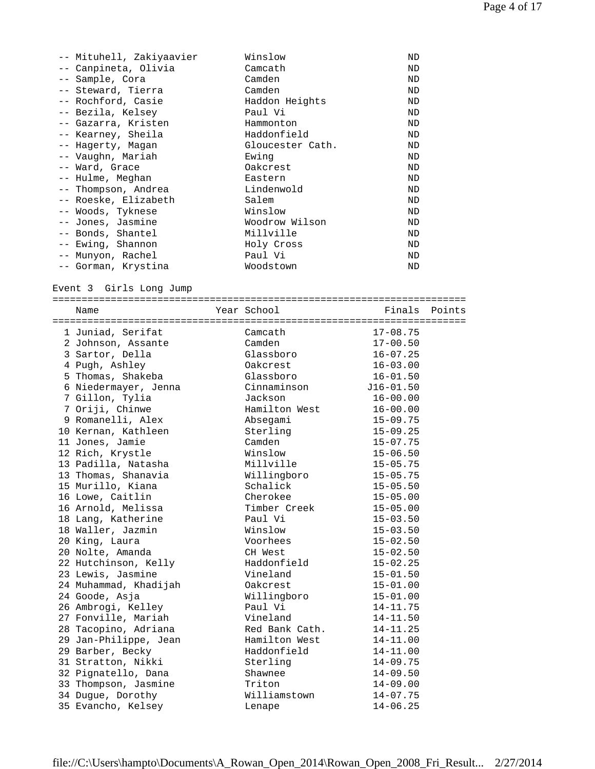| Place | Name | School | Finals |
|---|---|---|---|
| -- | Mituhell, Zakiyaavier | Winslow | ND |
| -- | Canpineta, Olivia | Camcath | ND |
| -- | Sample, Cora | Camden | ND |
| -- | Steward, Tierra | Camden | ND |
| -- | Rochford, Casie | Haddon Heights | ND |
| -- | Bezila, Kelsey | Paul Vi | ND |
| -- | Gazarra, Kristen | Hammonton | ND |
| -- | Kearney, Sheila | Haddonfield | ND |
| -- | Hagerty, Magan | Gloucester Cath. | ND |
| -- | Vaughn, Mariah | Ewing | ND |
| -- | Ward, Grace | Oakcrest | ND |
| -- | Hulme, Meghan | Eastern | ND |
| -- | Thompson, Andrea | Lindenwold | ND |
| -- | Roeske, Elizabeth | Salem | ND |
| -- | Woods, Tyknese | Winslow | ND |
| -- | Jones, Jasmine | Woodrow Wilson | ND |
| -- | Bonds, Shantel | Millville | ND |
| -- | Ewing, Shannon | Holy Cross | ND |
| -- | Munyon, Rachel | Paul Vi | ND |
| -- | Gorman, Krystina | Woodstown | ND |

## Event 3 Girls Long Jump

| | Name | Year | School | Finals | Points |
|---|---|---|---|---|---|
| 1 | Juniad, Serifat | | Camcath | 17-08.75 | |
| 2 | Johnson, Assante | | Camden | 17-00.50 | |
| 3 | Sartor, Della | | Glassboro | 16-07.25 | |
| 4 | Pugh, Ashley | | Oakcrest | 16-03.00 | |
| 5 | Thomas, Shakeba | | Glassboro | 16-01.50 | |
| 6 | Niedermayer, Jenna | | Cinnaminson | J16-01.50 | |
| 7 | Gillon, Tylia | | Jackson | 16-00.00 | |
| 7 | Oriji, Chinwe | | Hamilton West | 16-00.00 | |
| 9 | Romanelli, Alex | | Absegami | 15-09.75 | |
| 10 | Kernan, Kathleen | | Sterling | 15-09.25 | |
| 11 | Jones, Jamie | | Camden | 15-07.75 | |
| 12 | Rich, Krystle | | Winslow | 15-06.50 | |
| 13 | Padilla, Natasha | | Millville | 15-05.75 | |
| 13 | Thomas, Shanavia | | Willingboro | 15-05.75 | |
| 15 | Murillo, Kiana | | Schalick | 15-05.50 | |
| 16 | Lowe, Caitlin | | Cherokee | 15-05.00 | |
| 16 | Arnold, Melissa | | Timber Creek | 15-05.00 | |
| 18 | Lang, Katherine | | Paul Vi | 15-03.50 | |
| 18 | Waller, Jazmin | | Winslow | 15-03.50 | |
| 20 | King, Laura | | Voorhees | 15-02.50 | |
| 20 | Nolte, Amanda | | CH West | 15-02.50 | |
| 22 | Hutchinson, Kelly | | Haddonfield | 15-02.25 | |
| 23 | Lewis, Jasmine | | Vineland | 15-01.50 | |
| 24 | Muhammad, Khadijah | | Oakcrest | 15-01.00 | |
| 24 | Goode, Asja | | Willingboro | 15-01.00 | |
| 26 | Ambrogi, Kelley | | Paul Vi | 14-11.75 | |
| 27 | Fonville, Mariah | | Vineland | 14-11.50 | |
| 28 | Tacopino, Adriana | | Red Bank Cath. | 14-11.25 | |
| 29 | Jan-Philippe, Jean | | Hamilton West | 14-11.00 | |
| 29 | Barber, Becky | | Haddonfield | 14-11.00 | |
| 31 | Stratton, Nikki | | Sterling | 14-09.75 | |
| 32 | Pignatello, Dana | | Shawnee | 14-09.50 | |
| 33 | Thompson, Jasmine | | Triton | 14-09.00 | |
| 34 | Dugue, Dorothy | | Williamstown | 14-07.75 | |
| 35 | Evancho, Kelsey | | Lenape | 14-06.25 | |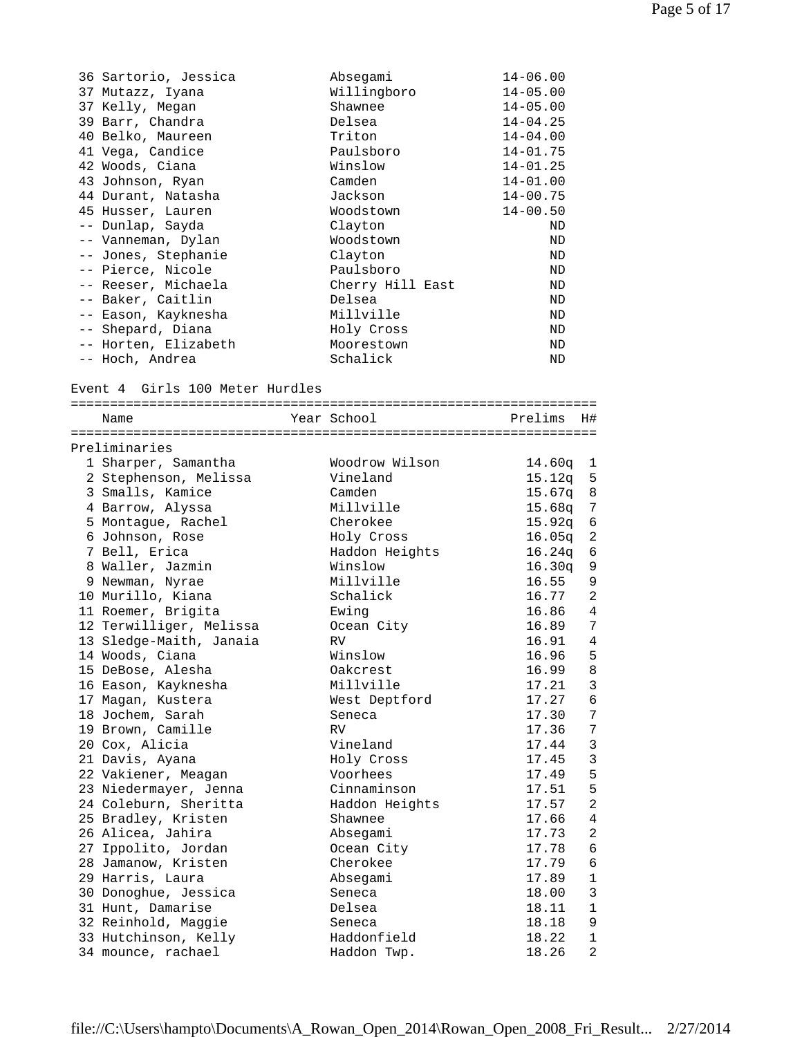| Place | Name | Year | School | Mark |
|---|---|---|---|---|
| 36 | Sartorio, Jessica | | Absegami | 14-06.00 |
| 37 | Mutazz, Iyana | | Willingboro | 14-05.00 |
| 37 | Kelly, Megan | | Shawnee | 14-05.00 |
| 39 | Barr, Chandra | | Delsea | 14-04.25 |
| 40 | Belko, Maureen | | Triton | 14-04.00 |
| 41 | Vega, Candice | | Paulsboro | 14-01.75 |
| 42 | Woods, Ciana | | Winslow | 14-01.25 |
| 43 | Johnson, Ryan | | Camden | 14-01.00 |
| 44 | Durant, Natasha | | Jackson | 14-00.75 |
| 45 | Husser, Lauren | | Woodstown | 14-00.50 |
| -- | Dunlap, Sayda | | Clayton | ND |
| -- | Vanneman, Dylan | | Woodstown | ND |
| -- | Jones, Stephanie | | Clayton | ND |
| -- | Pierce, Nicole | | Paulsboro | ND |
| -- | Reeser, Michaela | | Cherry Hill East | ND |
| -- | Baker, Caitlin | | Delsea | ND |
| -- | Eason, Kayknesha | | Millville | ND |
| -- | Shepard, Diana | | Holy Cross | ND |
| -- | Horten, Elizabeth | | Moorestown | ND |
| -- | Hoch, Andrea | | Schalick | ND |

## Event 4 Girls 100 Meter Hurdles

Preliminaries

| Place | Name | Year | School | Prelims | H# |
|---|---|---|---|---|---|
| 1 | Sharper, Samantha | | Woodrow Wilson | 14.60q | 1 |
| 2 | Stephenson, Melissa | | Vineland | 15.12q | 5 |
| 3 | Smalls, Kamice | | Camden | 15.67q | 8 |
| 4 | Barrow, Alyssa | | Millville | 15.68q | 7 |
| 5 | Montague, Rachel | | Cherokee | 15.92q | 6 |
| 6 | Johnson, Rose | | Holy Cross | 16.05q | 2 |
| 7 | Bell, Erica | | Haddon Heights | 16.24q | 6 |
| 8 | Waller, Jazmin | | Winslow | 16.30q | 9 |
| 9 | Newman, Nyrae | | Millville | 16.55 | 9 |
| 10 | Murillo, Kiana | | Schalick | 16.77 | 2 |
| 11 | Roemer, Brigita | | Ewing | 16.86 | 4 |
| 12 | Terwilliger, Melissa | | Ocean City | 16.89 | 7 |
| 13 | Sledge-Maith, Janaia | | RV | 16.91 | 4 |
| 14 | Woods, Ciana | | Winslow | 16.96 | 5 |
| 15 | DeBose, Alesha | | Oakcrest | 16.99 | 8 |
| 16 | Eason, Kayknesha | | Millville | 17.21 | 3 |
| 17 | Magan, Kustera | | West Deptford | 17.27 | 6 |
| 18 | Jochem, Sarah | | Seneca | 17.30 | 7 |
| 19 | Brown, Camille | | RV | 17.36 | 7 |
| 20 | Cox, Alicia | | Vineland | 17.44 | 3 |
| 21 | Davis, Ayana | | Holy Cross | 17.45 | 3 |
| 22 | Vakiener, Meagan | | Voorhees | 17.49 | 5 |
| 23 | Niedermayer, Jenna | | Cinnaminson | 17.51 | 5 |
| 24 | Coleburn, Sheritta | | Haddon Heights | 17.57 | 2 |
| 25 | Bradley, Kristen | | Shawnee | 17.66 | 4 |
| 26 | Alicea, Jahira | | Absegami | 17.73 | 2 |
| 27 | Ippolito, Jordan | | Ocean City | 17.78 | 6 |
| 28 | Jamanow, Kristen | | Cherokee | 17.79 | 6 |
| 29 | Harris, Laura | | Absegami | 17.89 | 1 |
| 30 | Donoghue, Jessica | | Seneca | 18.00 | 3 |
| 31 | Hunt, Damarise | | Delsea | 18.11 | 1 |
| 32 | Reinhold, Maggie | | Seneca | 18.18 | 9 |
| 33 | Hutchinson, Kelly | | Haddonfield | 18.22 | 1 |
| 34 | mounce, rachael | | Haddon Twp. | 18.26 | 2 |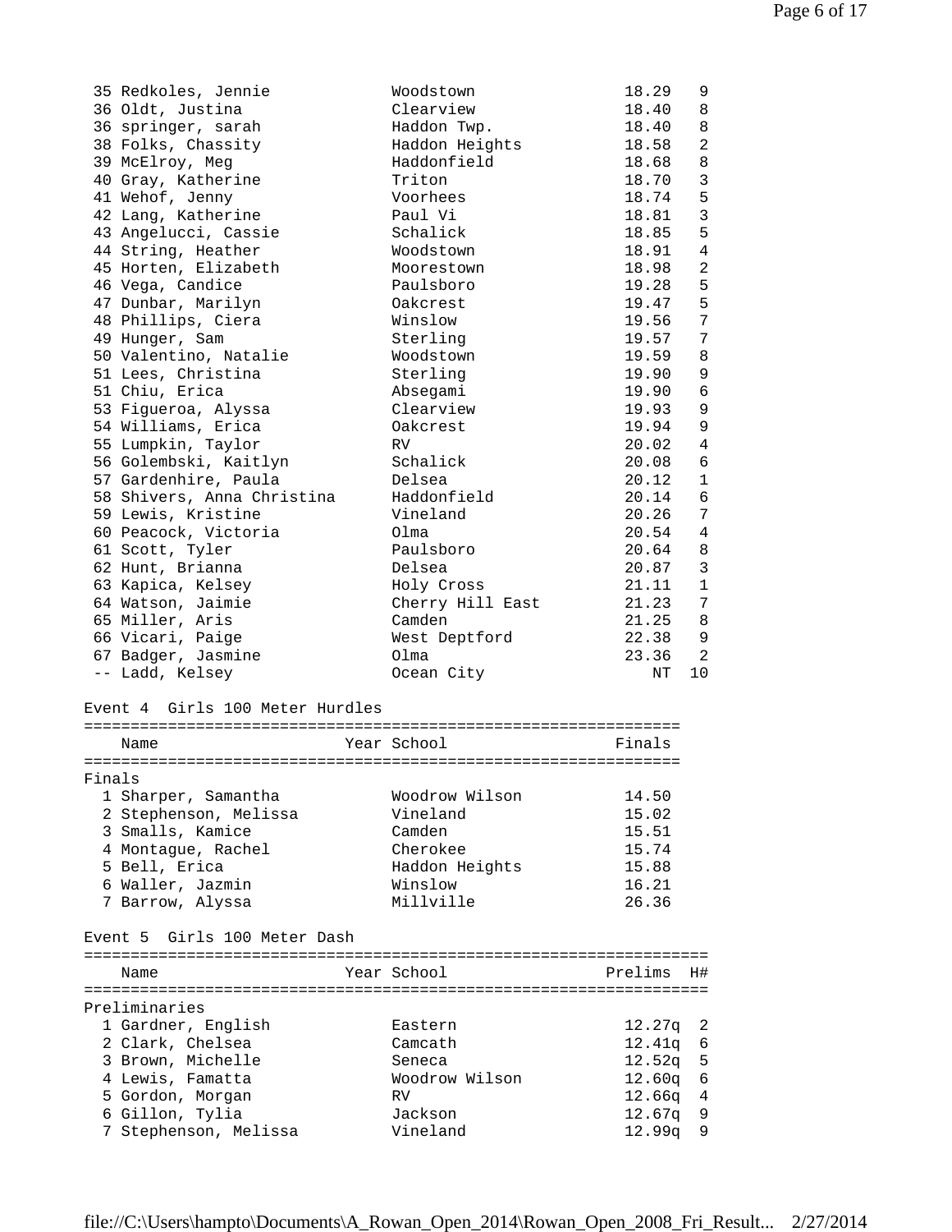| Place | Name | Year | School | Prelims | H# |
|---|---|---|---|---|---|
| 35 | Redkoles, Jennie | | Woodstown | 18.29 | 9 |
| 36 | Oldt, Justina | | Clearview | 18.40 | 8 |
| 36 | springer, sarah | | Haddon Twp. | 18.40 | 8 |
| 38 | Folks, Chassity | | Haddon Heights | 18.58 | 2 |
| 39 | McElroy, Meg | | Haddonfield | 18.68 | 8 |
| 40 | Gray, Katherine | | Triton | 18.70 | 3 |
| 41 | Wehof, Jenny | | Voorhees | 18.74 | 5 |
| 42 | Lang, Katherine | | Paul Vi | 18.81 | 3 |
| 43 | Angelucci, Cassie | | Schalick | 18.85 | 5 |
| 44 | String, Heather | | Woodstown | 18.91 | 4 |
| 45 | Horten, Elizabeth | | Moorestown | 18.98 | 2 |
| 46 | Vega, Candice | | Paulsboro | 19.28 | 5 |
| 47 | Dunbar, Marilyn | | Oakcrest | 19.47 | 5 |
| 48 | Phillips, Ciera | | Winslow | 19.56 | 7 |
| 49 | Hunger, Sam | | Sterling | 19.57 | 7 |
| 50 | Valentino, Natalie | | Woodstown | 19.59 | 8 |
| 51 | Lees, Christina | | Sterling | 19.90 | 9 |
| 51 | Chiu, Erica | | Absegami | 19.90 | 6 |
| 53 | Figueroa, Alyssa | | Clearview | 19.93 | 9 |
| 54 | Williams, Erica | | Oakcrest | 19.94 | 9 |
| 55 | Lumpkin, Taylor | | RV | 20.02 | 4 |
| 56 | Golembski, Kaitlyn | | Schalick | 20.08 | 6 |
| 57 | Gardenhire, Paula | | Delsea | 20.12 | 1 |
| 58 | Shivers, Anna Christina | | Haddonfield | 20.14 | 6 |
| 59 | Lewis, Kristine | | Vineland | 20.26 | 7 |
| 60 | Peacock, Victoria | | Olma | 20.54 | 4 |
| 61 | Scott, Tyler | | Paulsboro | 20.64 | 8 |
| 62 | Hunt, Brianna | | Delsea | 20.87 | 3 |
| 63 | Kapica, Kelsey | | Holy Cross | 21.11 | 1 |
| 64 | Watson, Jaimie | | Cherry Hill East | 21.23 | 7 |
| 65 | Miller, Aris | | Camden | 21.25 | 8 |
| 66 | Vicari, Paige | | West Deptford | 22.38 | 9 |
| 67 | Badger, Jasmine | | Olma | 23.36 | 2 |
| -- | Ladd, Kelsey | | Ocean City | NT | 10 |

## Event 4 Girls 100 Meter Hurdles

**Finals**

| Place | Name | Year | School | Finals |
|---|---|---|---|---|
| 1 | Sharper, Samantha | | Woodrow Wilson | 14.50 |
| 2 | Stephenson, Melissa | | Vineland | 15.02 |
| 3 | Smalls, Kamice | | Camden | 15.51 |
| 4 | Montague, Rachel | | Cherokee | 15.74 |
| 5 | Bell, Erica | | Haddon Heights | 15.88 |
| 6 | Waller, Jazmin | | Winslow | 16.21 |
| 7 | Barrow, Alyssa | | Millville | 26.36 |

## Event 5 Girls 100 Meter Dash

**Preliminaries**

| Place | Name | Year | School | Prelims | H# |
|---|---|---|---|---|---|
| 1 | Gardner, English | | Eastern | 12.27q | 2 |
| 2 | Clark, Chelsea | | Camcath | 12.41q | 6 |
| 3 | Brown, Michelle | | Seneca | 12.52q | 5 |
| 4 | Lewis, Famatta | | Woodrow Wilson | 12.60q | 6 |
| 5 | Gordon, Morgan | | RV | 12.66q | 4 |
| 6 | Gillon, Tylia | | Jackson | 12.67q | 9 |
| 7 | Stephenson, Melissa | | Vineland | 12.99q | 9 |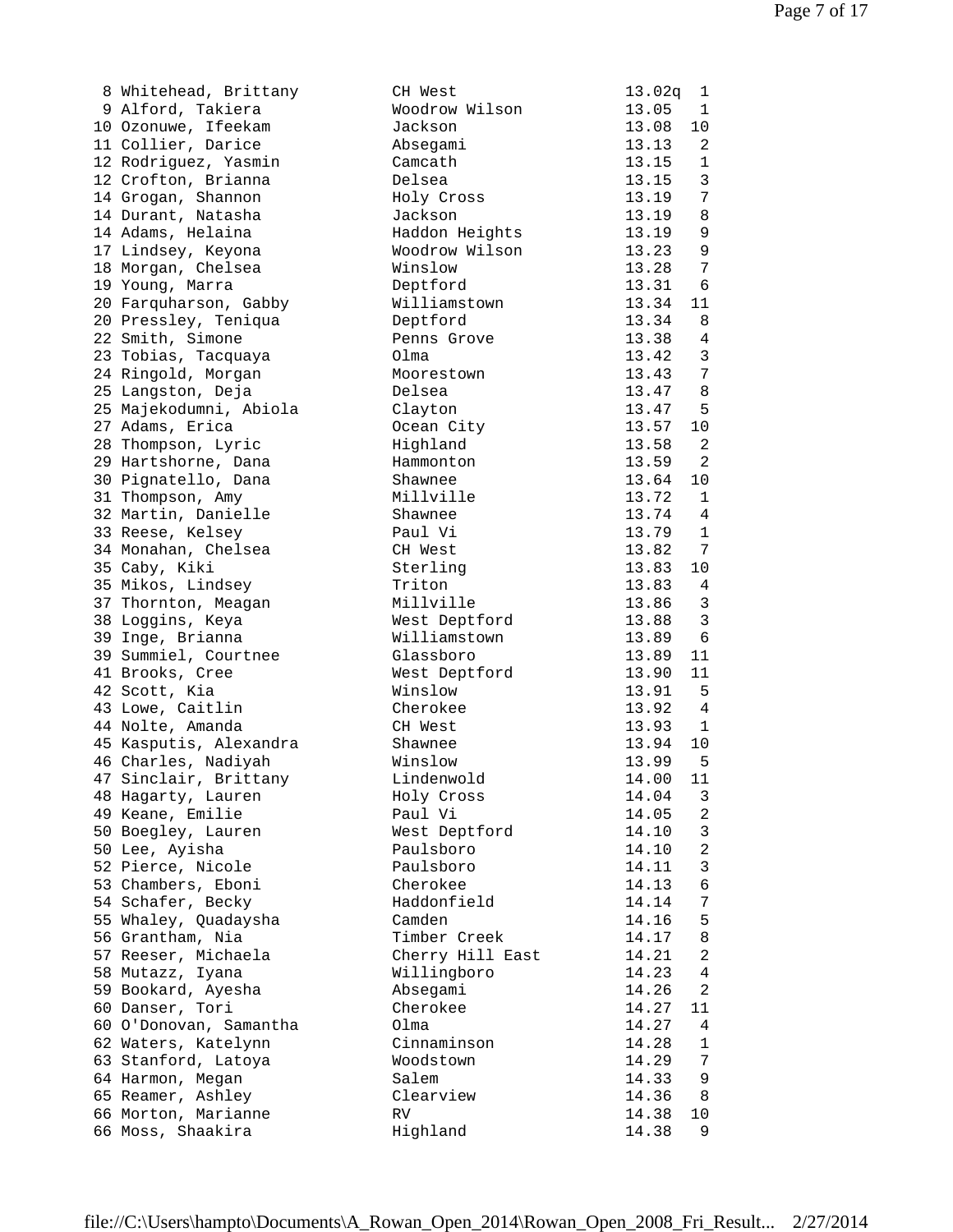```
  8 Whitehead, Brittany          CH West                 13.02q  1
  9 Alford, Takiera              Woodrow Wilson          13.05   1
 10 Ozonuwe, Ifeekam             Jackson                 13.08  10
 11 Collier, Darice              Absegami                13.13   2
 12 Rodriguez, Yasmin            Camcath                 13.15   1
 12 Crofton, Brianna             Delsea                  13.15   3
 14 Grogan, Shannon              Holy Cross              13.19   7
 14 Durant, Natasha              Jackson                 13.19   8
 14 Adams, Helaina               Haddon Heights          13.19   9
 17 Lindsey, Keyona              Woodrow Wilson          13.23   9
 18 Morgan, Chelsea              Winslow                 13.28   7
 19 Young, Marra                 Deptford                13.31   6
 20 Farquharson, Gabby           Williamstown            13.34  11
 20 Pressley, Teniqua            Deptford                13.34   8
 22 Smith, Simone                Penns Grove             13.38   4
 23 Tobias, Tacquaya             Olma                    13.42   3
 24 Ringold, Morgan              Moorestown              13.43   7
 25 Langston, Deja               Delsea                  13.47   8
 25 Majekodumni, Abiola          Clayton                 13.47   5
 27 Adams, Erica                 Ocean City              13.57  10
 28 Thompson, Lyric              Highland                13.58   2
 29 Hartshorne, Dana             Hammonton               13.59   2
 30 Pignatello, Dana             Shawnee                 13.64  10
 31 Thompson, Amy                Millville               13.72   1
 32 Martin, Danielle             Shawnee                 13.74   4
 33 Reese, Kelsey                Paul Vi                 13.79   1
 34 Monahan, Chelsea             CH West                 13.82   7
 35 Caby, Kiki                   Sterling                13.83  10
 35 Mikos, Lindsey               Triton                  13.83   4
 37 Thornton, Meagan             Millville               13.86   3
 38 Loggins, Keya                West Deptford           13.88   3
 39 Inge, Brianna                Williamstown            13.89   6
 39 Summiel, Courtnee            Glassboro               13.89  11
 41 Brooks, Cree                 West Deptford           13.90  11
 42 Scott, Kia                   Winslow                 13.91   5
 43 Lowe, Caitlin                Cherokee                13.92   4
 44 Nolte, Amanda                CH West                 13.93   1
 45 Kasputis, Alexandra          Shawnee                 13.94  10
 46 Charles, Nadiyah             Winslow                 13.99   5
 47 Sinclair, Brittany           Lindenwold              14.00  11
 48 Hagarty, Lauren              Holy Cross              14.04   3
 49 Keane, Emilie                Paul Vi                 14.05   2
 50 Boegley, Lauren              West Deptford           14.10   3
 50 Lee, Ayisha                  Paulsboro               14.10   2
 52 Pierce, Nicole               Paulsboro               14.11   3
 53 Chambers, Eboni              Cherokee                14.13   6
 54 Schafer, Becky               Haddonfield             14.14   7
 55 Whaley, Quadaysha            Camden                  14.16   5
 56 Grantham, Nia                Timber Creek            14.17   8
 57 Reeser, Michaela             Cherry Hill East        14.21   2
 58 Mutazz, Iyana                Willingboro             14.23   4
 59 Bookard, Ayesha              Absegami                14.26   2
 60 Danser, Tori                 Cherokee                14.27  11
 60 O'Donovan, Samantha          Olma                    14.27   4
 62 Waters, Katelynn             Cinnaminson             14.28   1
 63 Stanford, Latoya             Woodstown               14.29   7
 64 Harmon, Megan                Salem                   14.33   9
 65 Reamer, Ashley               Clearview               14.36   8
 66 Morton, Marianne             RV                      14.38  10
 66 Moss, Shaakira               Highland                14.38   9
```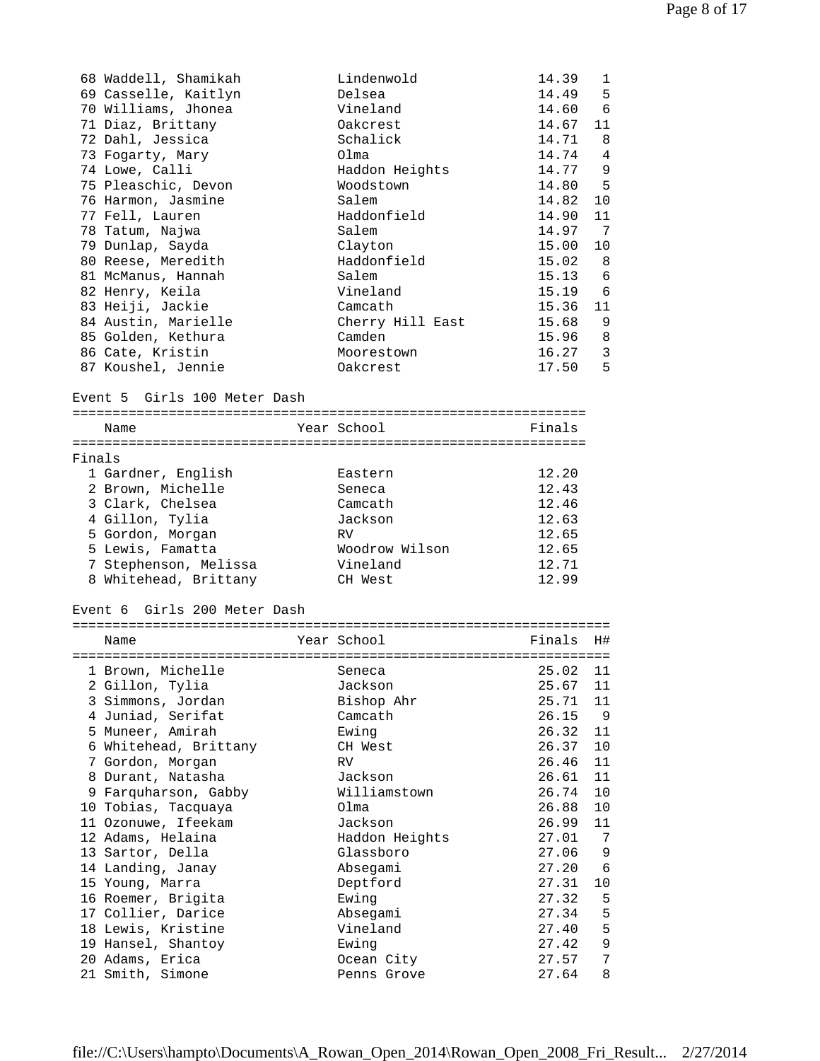| Place | Name | Year | School | Finals | H# |
|---|---|---|---|---|---|
| 68 | Waddell, Shamikah | | Lindenwold | 14.39 | 1 |
| 69 | Casselle, Kaitlyn | | Delsea | 14.49 | 5 |
| 70 | Williams, Jhonea | | Vineland | 14.60 | 6 |
| 71 | Diaz, Brittany | | Oakcrest | 14.67 | 11 |
| 72 | Dahl, Jessica | | Schalick | 14.71 | 8 |
| 73 | Fogarty, Mary | | Olma | 14.74 | 4 |
| 74 | Lowe, Calli | | Haddon Heights | 14.77 | 9 |
| 75 | Pleaschic, Devon | | Woodstown | 14.80 | 5 |
| 76 | Harmon, Jasmine | | Salem | 14.82 | 10 |
| 77 | Fell, Lauren | | Haddonfield | 14.90 | 11 |
| 78 | Tatum, Najwa | | Salem | 14.97 | 7 |
| 79 | Dunlap, Sayda | | Clayton | 15.00 | 10 |
| 80 | Reese, Meredith | | Haddonfield | 15.02 | 8 |
| 81 | McManus, Hannah | | Salem | 15.13 | 6 |
| 82 | Henry, Keila | | Vineland | 15.19 | 6 |
| 83 | Heiji, Jackie | | Camcath | 15.36 | 11 |
| 84 | Austin, Marielle | | Cherry Hill East | 15.68 | 9 |
| 85 | Golden, Kethura | | Camden | 15.96 | 8 |
| 86 | Cate, Kristin | | Moorestown | 16.27 | 3 |
| 87 | Koushel, Jennie | | Oakcrest | 17.50 | 5 |

## Event 5 Girls 100 Meter Dash

**Finals**

| Place | Name | Year | School | Finals |
|---|---|---|---|---|
| 1 | Gardner, English | | Eastern | 12.20 |
| 2 | Brown, Michelle | | Seneca | 12.43 |
| 3 | Clark, Chelsea | | Camcath | 12.46 |
| 4 | Gillon, Tylia | | Jackson | 12.63 |
| 5 | Gordon, Morgan | | RV | 12.65 |
| 5 | Lewis, Famatta | | Woodrow Wilson | 12.65 |
| 7 | Stephenson, Melissa | | Vineland | 12.71 |
| 8 | Whitehead, Brittany | | CH West | 12.99 |

## Event 6 Girls 200 Meter Dash

| Place | Name | Year | School | Finals | H# |
|---|---|---|---|---|---|
| 1 | Brown, Michelle | | Seneca | 25.02 | 11 |
| 2 | Gillon, Tylia | | Jackson | 25.67 | 11 |
| 3 | Simmons, Jordan | | Bishop Ahr | 25.71 | 11 |
| 4 | Juniad, Serifat | | Camcath | 26.15 | 9 |
| 5 | Muneer, Amirah | | Ewing | 26.32 | 11 |
| 6 | Whitehead, Brittany | | CH West | 26.37 | 10 |
| 7 | Gordon, Morgan | | RV | 26.46 | 11 |
| 8 | Durant, Natasha | | Jackson | 26.61 | 11 |
| 9 | Farquharson, Gabby | | Williamstown | 26.74 | 10 |
| 10 | Tobias, Tacquaya | | Olma | 26.88 | 10 |
| 11 | Ozonuwe, Ifeekam | | Jackson | 26.99 | 11 |
| 12 | Adams, Helaina | | Haddon Heights | 27.01 | 7 |
| 13 | Sartor, Della | | Glassboro | 27.06 | 9 |
| 14 | Landing, Janay | | Absegami | 27.20 | 6 |
| 15 | Young, Marra | | Deptford | 27.31 | 10 |
| 16 | Roemer, Brigita | | Ewing | 27.32 | 5 |
| 17 | Collier, Darice | | Absegami | 27.34 | 5 |
| 18 | Lewis, Kristine | | Vineland | 27.40 | 5 |
| 19 | Hansel, Shantoy | | Ewing | 27.42 | 9 |
| 20 | Adams, Erica | | Ocean City | 27.57 | 7 |
| 21 | Smith, Simone | | Penns Grove | 27.64 | 8 |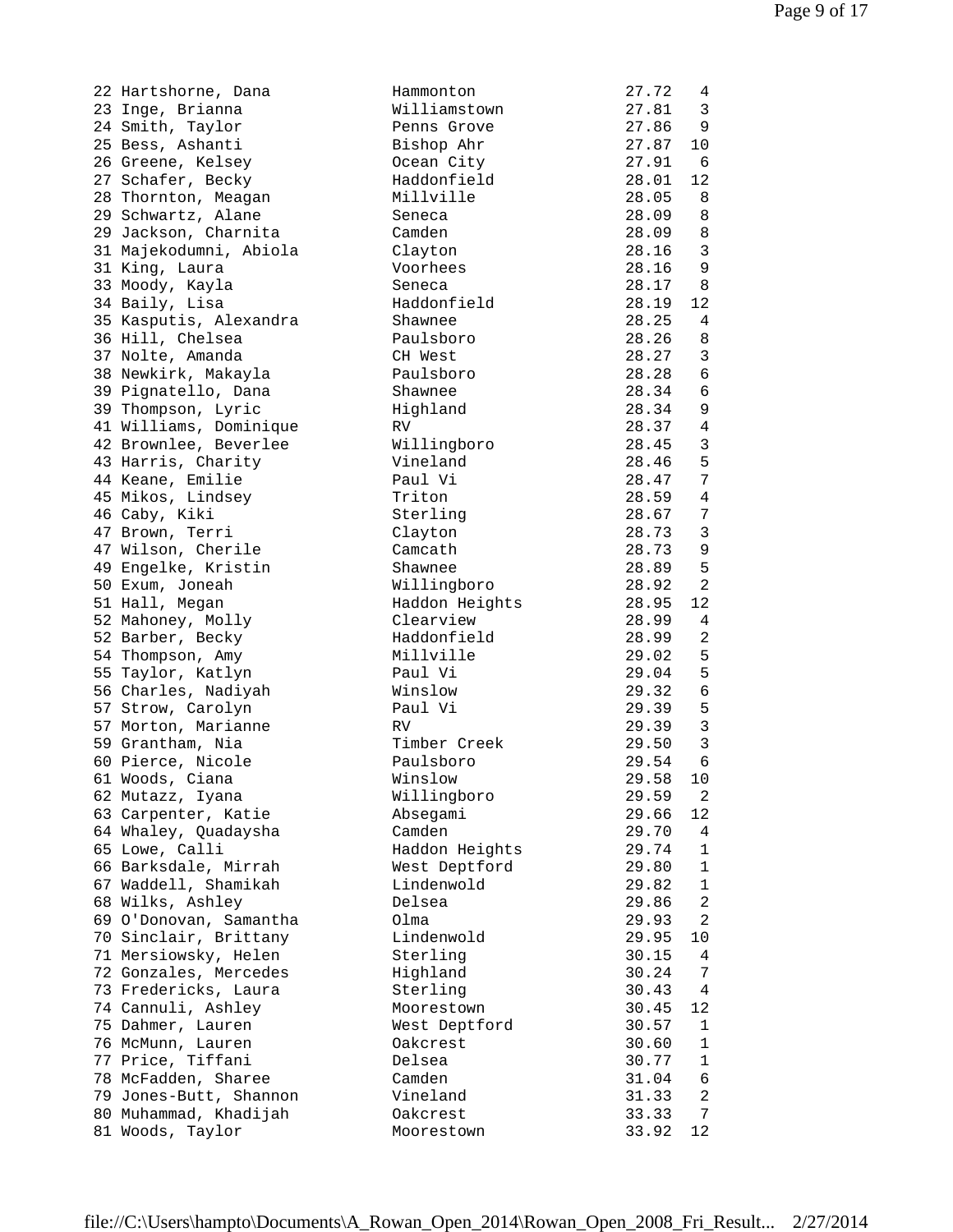```
22 Hartshorne, Dana          Hammonton              27.72   4
23 Inge, Brianna             Williamstown           27.81   3
24 Smith, Taylor             Penns Grove            27.86   9
25 Bess, Ashanti             Bishop Ahr             27.87  10
26 Greene, Kelsey            Ocean City             27.91   6
27 Schafer, Becky            Haddonfield            28.01  12
28 Thornton, Meagan          Millville              28.05   8
29 Schwartz, Alane           Seneca                 28.09   8
29 Jackson, Charnita         Camden                 28.09   8
31 Majekodumni, Abiola       Clayton                28.16   3
31 King, Laura               Voorhees               28.16   9
33 Moody, Kayla              Seneca                 28.17   8
34 Baily, Lisa               Haddonfield            28.19  12
35 Kasputis, Alexandra       Shawnee                28.25   4
36 Hill, Chelsea             Paulsboro              28.26   8
37 Nolte, Amanda             CH West                28.27   3
38 Newkirk, Makayla          Paulsboro              28.28   6
39 Pignatello, Dana          Shawnee                28.34   6
39 Thompson, Lyric           Highland               28.34   9
41 Williams, Dominique       RV                     28.37   4
42 Brownlee, Beverlee        Willingboro            28.45   3
43 Harris, Charity           Vineland               28.46   5
44 Keane, Emilie             Paul Vi                28.47   7
45 Mikos, Lindsey            Triton                 28.59   4
46 Caby, Kiki                Sterling               28.67   7
47 Brown, Terri              Clayton                28.73   3
47 Wilson, Cherile           Camcath                28.73   9
49 Engelke, Kristin          Shawnee                28.89   5
50 Exum, Joneah              Willingboro            28.92   2
51 Hall, Megan               Haddon Heights         28.95  12
52 Mahoney, Molly            Clearview              28.99   4
52 Barber, Becky             Haddonfield            28.99   2
54 Thompson, Amy             Millville              29.02   5
55 Taylor, Katlyn            Paul Vi                29.04   5
56 Charles, Nadiyah          Winslow                29.32   6
57 Strow, Carolyn            Paul Vi                29.39   5
57 Morton, Marianne          RV                     29.39   3
59 Grantham, Nia             Timber Creek           29.50   3
60 Pierce, Nicole            Paulsboro              29.54   6
61 Woods, Ciana              Winslow                29.58  10
62 Mutazz, Iyana             Willingboro            29.59   2
63 Carpenter, Katie          Absegami               29.66  12
64 Whaley, Quadaysha         Camden                 29.70   4
65 Lowe, Calli               Haddon Heights         29.74   1
66 Barksdale, Mirrah         West Deptford          29.80   1
67 Waddell, Shamikah         Lindenwold             29.82   1
68 Wilks, Ashley             Delsea                 29.86   2
69 O'Donovan, Samantha       Olma                   29.93   2
70 Sinclair, Brittany        Lindenwold             29.95  10
71 Mersiowsky, Helen         Sterling               30.15   4
72 Gonzales, Mercedes        Highland               30.24   7
73 Fredericks, Laura         Sterling               30.43   4
74 Cannuli, Ashley           Moorestown             30.45  12
75 Dahmer, Lauren            West Deptford          30.57   1
76 McMunn, Lauren            Oakcrest               30.60   1
77 Price, Tiffani            Delsea                 30.77   1
78 McFadden, Sharee          Camden                 31.04   6
79 Jones-Butt, Shannon       Vineland               31.33   2
80 Muhammad, Khadijah        Oakcrest               33.33   7
81 Woods, Taylor             Moorestown             33.92  12
```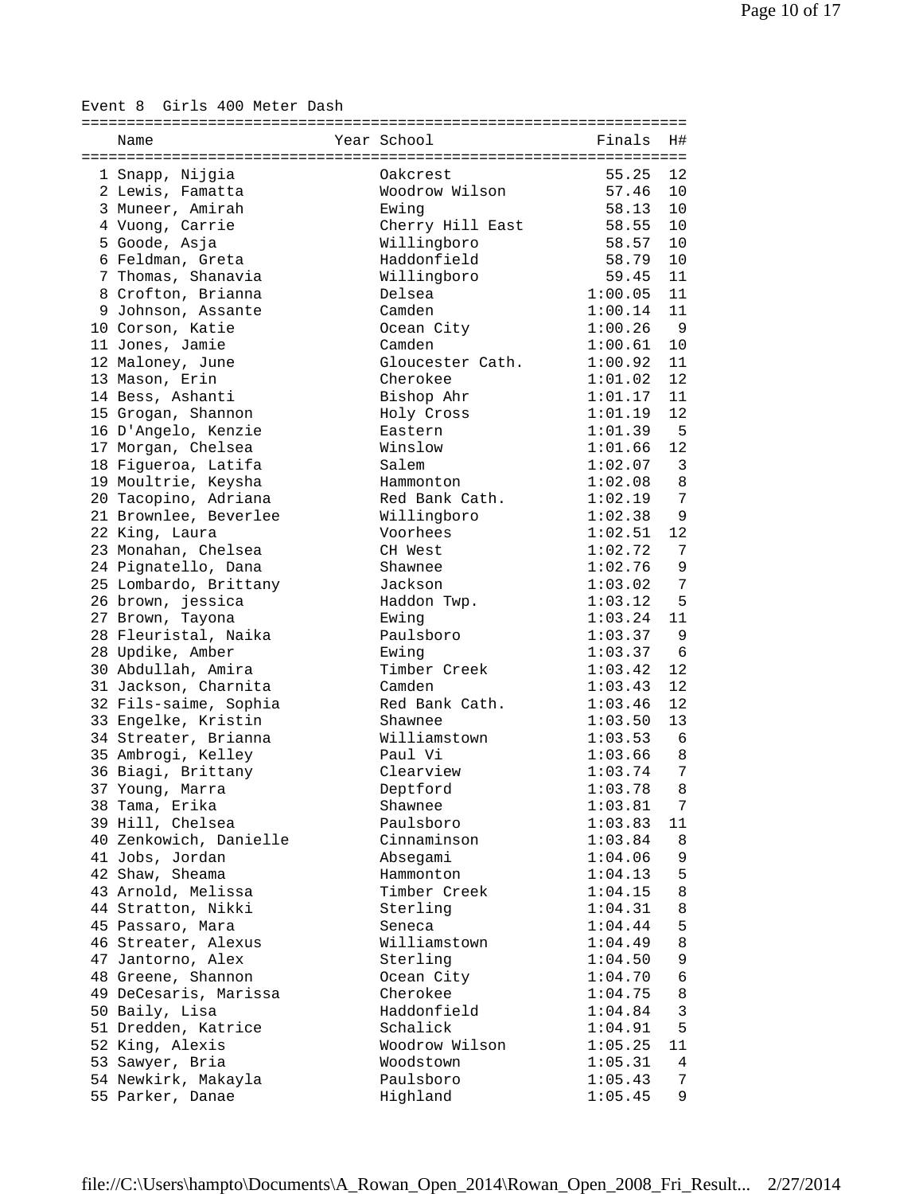Event 8  Girls 400 Meter Dash

| | Name | Year | School | Finals | H# |
|---|---|---|---|---|---|
| 1 | Snapp, Nijgia | | Oakcrest | 55.25 | 12 |
| 2 | Lewis, Famatta | | Woodrow Wilson | 57.46 | 10 |
| 3 | Muneer, Amirah | | Ewing | 58.13 | 10 |
| 4 | Vuong, Carrie | | Cherry Hill East | 58.55 | 10 |
| 5 | Goode, Asja | | Willingboro | 58.57 | 10 |
| 6 | Feldman, Greta | | Haddonfield | 58.79 | 10 |
| 7 | Thomas, Shanavia | | Willingboro | 59.45 | 11 |
| 8 | Crofton, Brianna | | Delsea | 1:00.05 | 11 |
| 9 | Johnson, Assante | | Camden | 1:00.14 | 11 |
| 10 | Corson, Katie | | Ocean City | 1:00.26 | 9 |
| 11 | Jones, Jamie | | Camden | 1:00.61 | 10 |
| 12 | Maloney, June | | Gloucester Cath. | 1:00.92 | 11 |
| 13 | Mason, Erin | | Cherokee | 1:01.02 | 12 |
| 14 | Bess, Ashanti | | Bishop Ahr | 1:01.17 | 11 |
| 15 | Grogan, Shannon | | Holy Cross | 1:01.19 | 12 |
| 16 | D'Angelo, Kenzie | | Eastern | 1:01.39 | 5 |
| 17 | Morgan, Chelsea | | Winslow | 1:01.66 | 12 |
| 18 | Figueroa, Latifa | | Salem | 1:02.07 | 3 |
| 19 | Moultrie, Keysha | | Hammonton | 1:02.08 | 8 |
| 20 | Tacopino, Adriana | | Red Bank Cath. | 1:02.19 | 7 |
| 21 | Brownlee, Beverlee | | Willingboro | 1:02.38 | 9 |
| 22 | King, Laura | | Voorhees | 1:02.51 | 12 |
| 23 | Monahan, Chelsea | | CH West | 1:02.72 | 7 |
| 24 | Pignatello, Dana | | Shawnee | 1:02.76 | 9 |
| 25 | Lombardo, Brittany | | Jackson | 1:03.02 | 7 |
| 26 | brown, jessica | | Haddon Twp. | 1:03.12 | 5 |
| 27 | Brown, Tayona | | Ewing | 1:03.24 | 11 |
| 28 | Fleurista1, Naika | | Paulsboro | 1:03.37 | 9 |
| 28 | Updike, Amber | | Ewing | 1:03.37 | 6 |
| 30 | Abdullah, Amira | | Timber Creek | 1:03.42 | 12 |
| 31 | Jackson, Charnita | | Camden | 1:03.43 | 12 |
| 32 | Fils-saime, Sophia | | Red Bank Cath. | 1:03.46 | 12 |
| 33 | Engelke, Kristin | | Shawnee | 1:03.50 | 13 |
| 34 | Streater, Brianna | | Williamstown | 1:03.53 | 6 |
| 35 | Ambrogi, Kelley | | Paul Vi | 1:03.66 | 8 |
| 36 | Biagi, Brittany | | Clearview | 1:03.74 | 7 |
| 37 | Young, Marra | | Deptford | 1:03.78 | 8 |
| 38 | Tama, Erika | | Shawnee | 1:03.81 | 7 |
| 39 | Hill, Chelsea | | Paulsboro | 1:03.83 | 11 |
| 40 | Zenkowich, Danielle | | Cinnaminson | 1:03.84 | 8 |
| 41 | Jobs, Jordan | | Absegami | 1:04.06 | 9 |
| 42 | Shaw, Sheama | | Hammonton | 1:04.13 | 5 |
| 43 | Arnold, Melissa | | Timber Creek | 1:04.15 | 8 |
| 44 | Stratton, Nikki | | Sterling | 1:04.31 | 8 |
| 45 | Passaro, Mara | | Seneca | 1:04.44 | 5 |
| 46 | Streater, Alexus | | Williamstown | 1:04.49 | 8 |
| 47 | Jantorno, Alex | | Sterling | 1:04.50 | 9 |
| 48 | Greene, Shannon | | Ocean City | 1:04.70 | 6 |
| 49 | DeCesaris, Marissa | | Cherokee | 1:04.75 | 8 |
| 50 | Baily, Lisa | | Haddonfield | 1:04.84 | 3 |
| 51 | Dredden, Katrice | | Schalick | 1:04.91 | 5 |
| 52 | King, Alexis | | Woodrow Wilson | 1:05.25 | 11 |
| 53 | Sawyer, Bria | | Woodstown | 1:05.31 | 4 |
| 54 | Newkirk, Makayla | | Paulsboro | 1:05.43 | 7 |
| 55 | Parker, Danae | | Highland | 1:05.45 | 9 |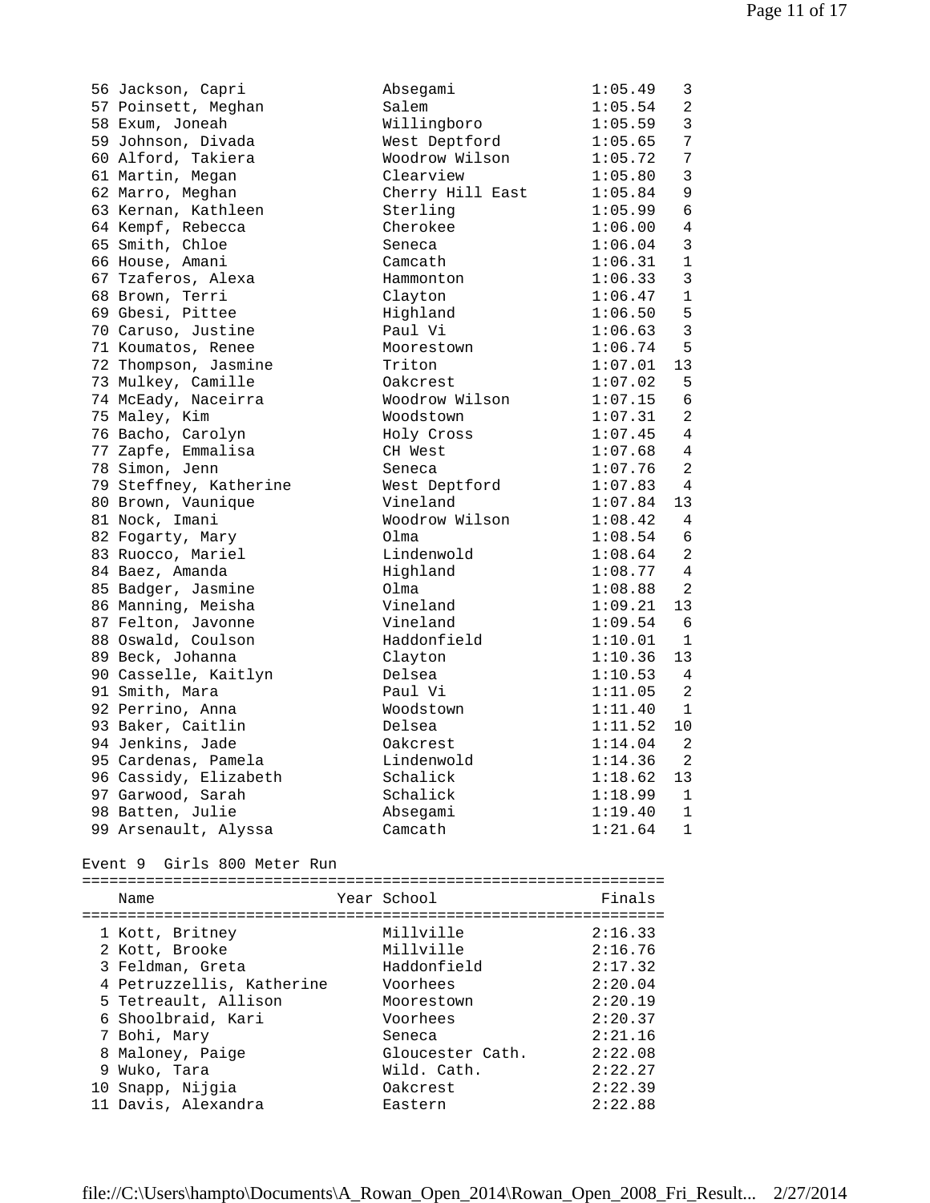| Place | Name | School | Time | Heat |
|---|---|---|---|---|
| 56 | Jackson, Capri | Absegami | 1:05.49 | 3 |
| 57 | Poinsett, Meghan | Salem | 1:05.54 | 2 |
| 58 | Exum, Joneah | Willingboro | 1:05.59 | 3 |
| 59 | Johnson, Divada | West Deptford | 1:05.65 | 7 |
| 60 | Alford, Takiera | Woodrow Wilson | 1:05.72 | 7 |
| 61 | Martin, Megan | Clearview | 1:05.80 | 3 |
| 62 | Marro, Meghan | Cherry Hill East | 1:05.84 | 9 |
| 63 | Kernan, Kathleen | Sterling | 1:05.99 | 6 |
| 64 | Kempf, Rebecca | Cherokee | 1:06.00 | 4 |
| 65 | Smith, Chloe | Seneca | 1:06.04 | 3 |
| 66 | House, Amani | Camcath | 1:06.31 | 1 |
| 67 | Tzaferos, Alexa | Hammonton | 1:06.33 | 3 |
| 68 | Brown, Terri | Clayton | 1:06.47 | 1 |
| 69 | Gbesi, Pittee | Highland | 1:06.50 | 5 |
| 70 | Caruso, Justine | Paul Vi | 1:06.63 | 3 |
| 71 | Koumatos, Renee | Moorestown | 1:06.74 | 5 |
| 72 | Thompson, Jasmine | Triton | 1:07.01 | 13 |
| 73 | Mulkey, Camille | Oakcrest | 1:07.02 | 5 |
| 74 | McEady, Naceirra | Woodrow Wilson | 1:07.15 | 6 |
| 75 | Maley, Kim | Woodstown | 1:07.31 | 2 |
| 76 | Bacho, Carolyn | Holy Cross | 1:07.45 | 4 |
| 77 | Zapfe, Emmalisa | CH West | 1:07.68 | 4 |
| 78 | Simon, Jenn | Seneca | 1:07.76 | 2 |
| 79 | Steffney, Katherine | West Deptford | 1:07.83 | 4 |
| 80 | Brown, Vaunique | Vineland | 1:07.84 | 13 |
| 81 | Nock, Imani | Woodrow Wilson | 1:08.42 | 4 |
| 82 | Fogarty, Mary | Olma | 1:08.54 | 6 |
| 83 | Ruocco, Mariel | Lindenwold | 1:08.64 | 2 |
| 84 | Baez, Amanda | Highland | 1:08.77 | 4 |
| 85 | Badger, Jasmine | Olma | 1:08.88 | 2 |
| 86 | Manning, Meisha | Vineland | 1:09.21 | 13 |
| 87 | Felton, Javonne | Vineland | 1:09.54 | 6 |
| 88 | Oswald, Coulson | Haddonfield | 1:10.01 | 1 |
| 89 | Beck, Johanna | Clayton | 1:10.36 | 13 |
| 90 | Casselle, Kaitlyn | Delsea | 1:10.53 | 4 |
| 91 | Smith, Mara | Paul Vi | 1:11.05 | 2 |
| 92 | Perrino, Anna | Woodstown | 1:11.40 | 1 |
| 93 | Baker, Caitlin | Delsea | 1:11.52 | 10 |
| 94 | Jenkins, Jade | Oakcrest | 1:14.04 | 2 |
| 95 | Cardenas, Pamela | Lindenwold | 1:14.36 | 2 |
| 96 | Cassidy, Elizabeth | Schalick | 1:18.62 | 13 |
| 97 | Garwood, Sarah | Schalick | 1:18.99 | 1 |
| 98 | Batten, Julie | Absegami | 1:19.40 | 1 |
| 99 | Arsenault, Alyssa | Camcath | 1:21.64 | 1 |

## Event 9 Girls 800 Meter Run

| Place | Name | Year | School | Finals |
|---|---|---|---|---|
| 1 | Kott, Britney | | Millville | 2:16.33 |
| 2 | Kott, Brooke | | Millville | 2:16.76 |
| 3 | Feldman, Greta | | Haddonfield | 2:17.32 |
| 4 | Petruzzellis, Katherine | | Voorhees | 2:20.04 |
| 5 | Tetreault, Allison | | Moorestown | 2:20.19 |
| 6 | Shoolbraid, Kari | | Voorhees | 2:20.37 |
| 7 | Bohi, Mary | | Seneca | 2:21.16 |
| 8 | Maloney, Paige | | Gloucester Cath. | 2:22.08 |
| 9 | Wuko, Tara | | Wild. Cath. | 2:22.27 |
| 10 | Snapp, Nijgia | | Oakcrest | 2:22.39 |
| 11 | Davis, Alexandra | | Eastern | 2:22.88 |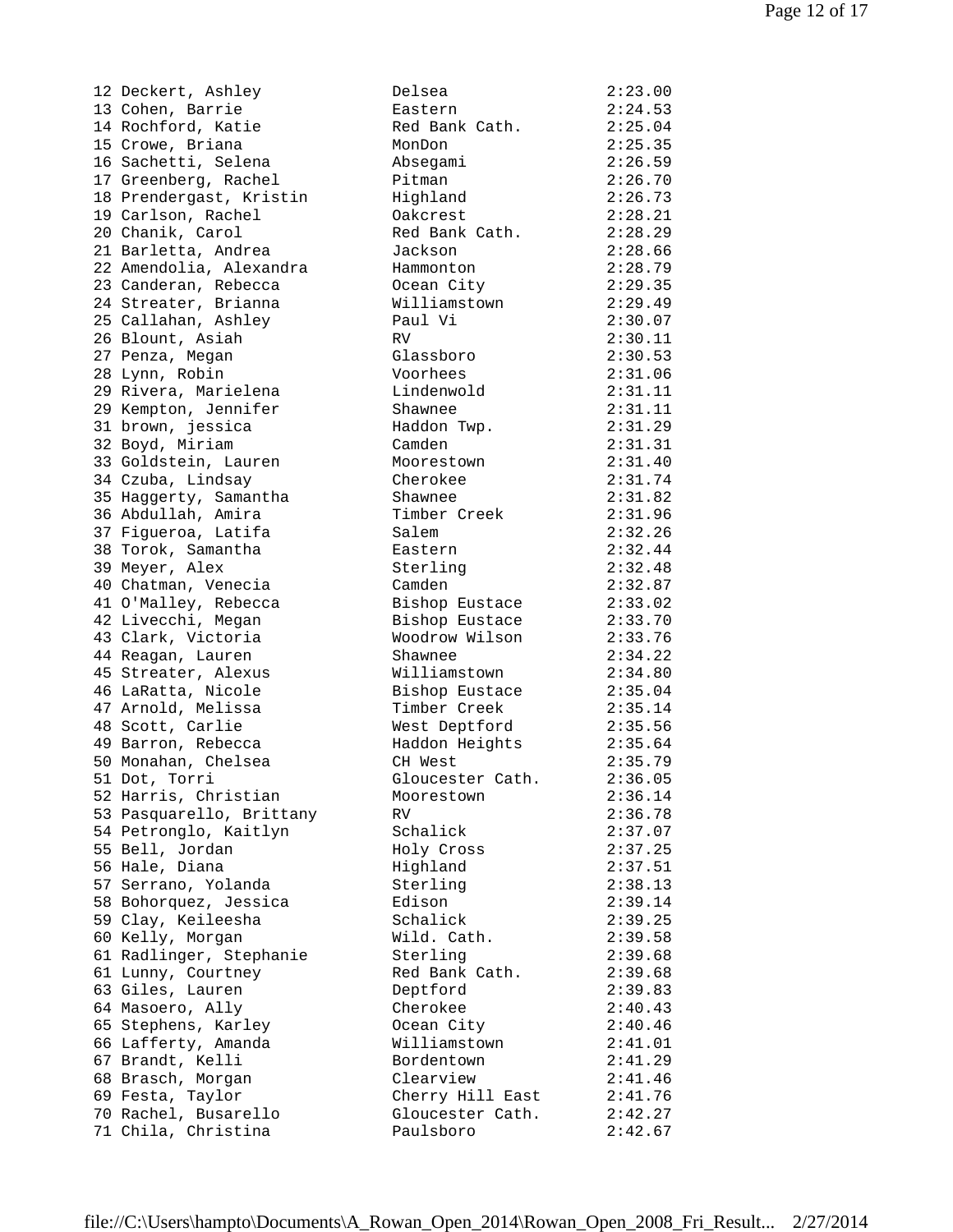```
12 Deckert, Ashley          Delsea             2:23.00
13 Cohen, Barrie            Eastern            2:24.53
14 Rochford, Katie          Red Bank Cath.     2:25.04
15 Crowe, Briana            MonDon             2:25.35
16 Sachetti, Selena         Absegami           2:26.59
17 Greenberg, Rachel        Pitman             2:26.70
18 Prendergast, Kristin     Highland           2:26.73
19 Carlson, Rachel          Oakcrest           2:28.21
20 Chanik, Carol            Red Bank Cath.     2:28.29
21 Barletta, Andrea         Jackson            2:28.66
22 Amendolia, Alexandra     Hammonton          2:28.79
23 Canderan, Rebecca        Ocean City         2:29.35
24 Streater, Brianna        Williamstown       2:29.49
25 Callahan, Ashley         Paul Vi            2:30.07
26 Blount, Asiah            RV                 2:30.11
27 Penza, Megan             Glassboro          2:30.53
28 Lynn, Robin              Voorhees           2:31.06
29 Rivera, Marielena        Lindenwold         2:31.11
29 Kempton, Jennifer        Shawnee            2:31.11
31 brown, jessica           Haddon Twp.        2:31.29
32 Boyd, Miriam             Camden             2:31.31
33 Goldstein, Lauren        Moorestown         2:31.40
34 Czuba, Lindsay           Cherokee           2:31.74
35 Haggerty, Samantha       Shawnee            2:31.82
36 Abdullah, Amira          Timber Creek       2:31.96
37 Figueroa, Latifa         Salem              2:32.26
38 Torok, Samantha          Eastern            2:32.44
39 Meyer, Alex              Sterling           2:32.48
40 Chatman, Venecia         Camden             2:32.87
41 O'Malley, Rebecca        Bishop Eustace     2:33.02
42 Livecchi, Megan          Bishop Eustace     2:33.70
43 Clark, Victoria          Woodrow Wilson     2:33.76
44 Reagan, Lauren           Shawnee            2:34.22
45 Streater, Alexus         Williamstown       2:34.80
46 LaRatta, Nicole          Bishop Eustace     2:35.04
47 Arnold, Melissa          Timber Creek       2:35.14
48 Scott, Carlie            West Deptford      2:35.56
49 Barron, Rebecca          Haddon Heights     2:35.64
50 Monahan, Chelsea         CH West            2:35.79
51 Dot, Torri               Gloucester Cath.   2:36.05
52 Harris, Christian        Moorestown         2:36.14
53 Pasquarello, Brittany    RV                 2:36.78
54 Petronglo, Kaitlyn       Schalick           2:37.07
55 Bell, Jordan             Holy Cross         2:37.25
56 Hale, Diana              Highland           2:37.51
57 Serrano, Yolanda         Sterling           2:38.13
58 Bohorquez, Jessica       Edison             2:39.14
59 Clay, Keileesha          Schalick           2:39.25
60 Kelly, Morgan            Wild. Cath.        2:39.58
61 Radlinger, Stephanie     Sterling           2:39.68
61 Lunny, Courtney          Red Bank Cath.     2:39.68
63 Giles, Lauren            Deptford           2:39.83
64 Masoero, Ally            Cherokee           2:40.43
65 Stephens, Karley         Ocean City         2:40.46
66 Lafferty, Amanda         Williamstown       2:41.01
67 Brandt, Kelli            Bordentown         2:41.29
68 Brasch, Morgan           Clearview          2:41.46
69 Festa, Taylor            Cherry Hill East   2:41.76
70 Rachel, Busarello        Gloucester Cath.   2:42.27
71 Chila, Christina         Paulsboro          2:42.67
```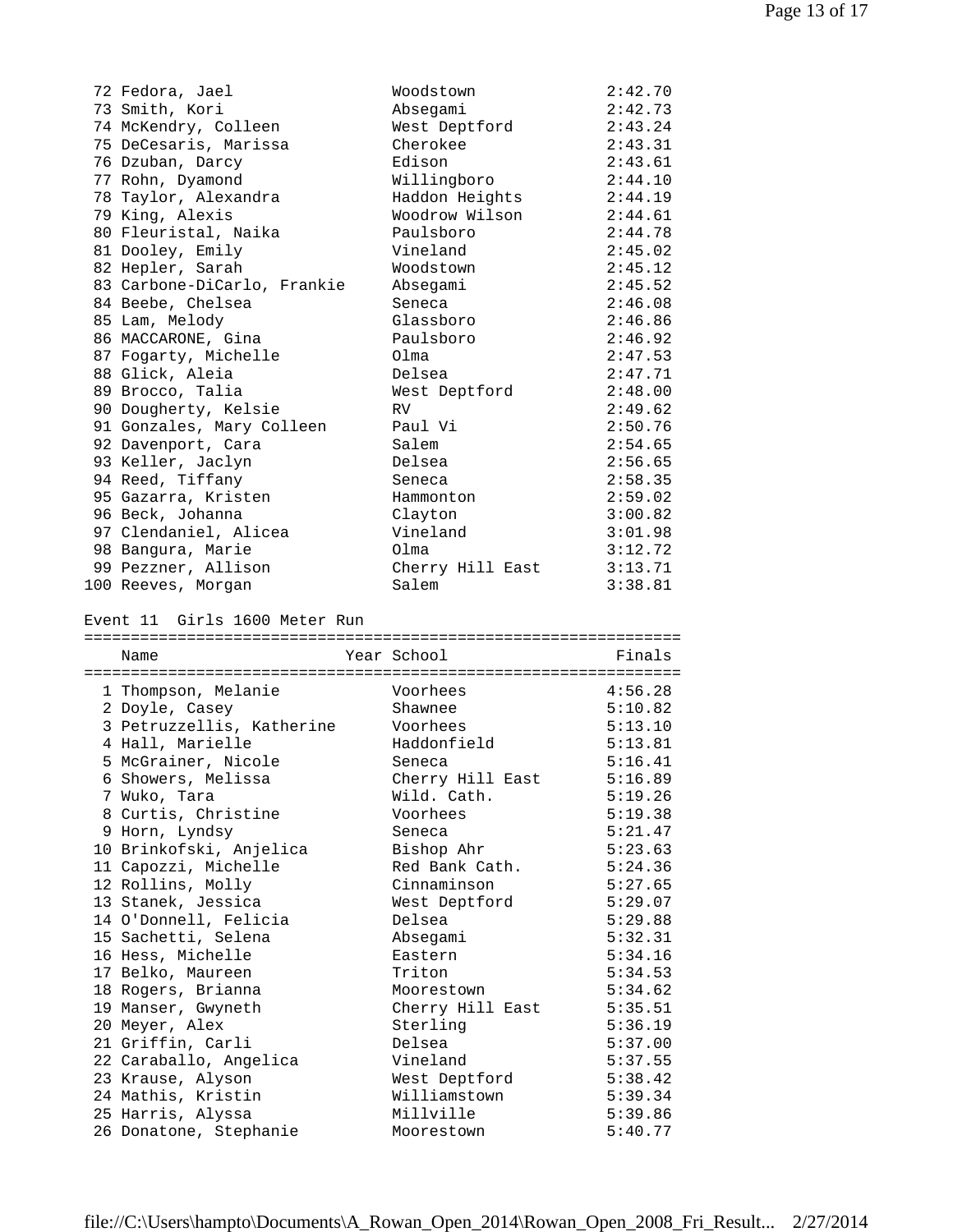| Place | Name | Year | School | Finals |
|---|---|---|---|---|
| 72 | Fedora, Jael | | Woodstown | 2:42.70 |
| 73 | Smith, Kori | | Absegami | 2:42.73 |
| 74 | McKendry, Colleen | | West Deptford | 2:43.24 |
| 75 | DeCesaris, Marissa | | Cherokee | 2:43.31 |
| 76 | Dzuban, Darcy | | Edison | 2:43.61 |
| 77 | Rohn, Dyamond | | Willingboro | 2:44.10 |
| 78 | Taylor, Alexandra | | Haddon Heights | 2:44.19 |
| 79 | King, Alexis | | Woodrow Wilson | 2:44.61 |
| 80 | Fleuristal, Naika | | Paulsboro | 2:44.78 |
| 81 | Dooley, Emily | | Vineland | 2:45.02 |
| 82 | Hepler, Sarah | | Woodstown | 2:45.12 |
| 83 | Carbone-DiCarlo, Frankie | | Absegami | 2:45.52 |
| 84 | Beebe, Chelsea | | Seneca | 2:46.08 |
| 85 | Lam, Melody | | Glassboro | 2:46.86 |
| 86 | MACCARONE, Gina | | Paulsboro | 2:46.92 |
| 87 | Fogarty, Michelle | | Olma | 2:47.53 |
| 88 | Glick, Aleia | | Delsea | 2:47.71 |
| 89 | Brocco, Talia | | West Deptford | 2:48.00 |
| 90 | Dougherty, Kelsie | | RV | 2:49.62 |
| 91 | Gonzales, Mary Colleen | | Paul Vi | 2:50.76 |
| 92 | Davenport, Cara | | Salem | 2:54.65 |
| 93 | Keller, Jaclyn | | Delsea | 2:56.65 |
| 94 | Reed, Tiffany | | Seneca | 2:58.35 |
| 95 | Gazarra, Kristen | | Hammonton | 2:59.02 |
| 96 | Beck, Johanna | | Clayton | 3:00.82 |
| 97 | Clendaniel, Alicea | | Vineland | 3:01.98 |
| 98 | Bangura, Marie | | Olma | 3:12.72 |
| 99 | Pezzner, Allison | | Cherry Hill East | 3:13.71 |
| 100 | Reeves, Morgan | | Salem | 3:38.81 |

## Event 11 Girls 1600 Meter Run

| Place | Name | Year | School | Finals |
|---|---|---|---|---|
| 1 | Thompson, Melanie | | Voorhees | 4:56.28 |
| 2 | Doyle, Casey | | Shawnee | 5:10.82 |
| 3 | Petruzzellis, Katherine | | Voorhees | 5:13.10 |
| 4 | Hall, Marielle | | Haddonfield | 5:13.81 |
| 5 | McGrainer, Nicole | | Seneca | 5:16.41 |
| 6 | Showers, Melissa | | Cherry Hill East | 5:16.89 |
| 7 | Wuko, Tara | | Wild. Cath. | 5:19.26 |
| 8 | Curtis, Christine | | Voorhees | 5:19.38 |
| 9 | Horn, Lyndsy | | Seneca | 5:21.47 |
| 10 | Brinkofski, Anjelica | | Bishop Ahr | 5:23.63 |
| 11 | Capozzi, Michelle | | Red Bank Cath. | 5:24.36 |
| 12 | Rollins, Molly | | Cinnaminson | 5:27.65 |
| 13 | Stanek, Jessica | | West Deptford | 5:29.07 |
| 14 | O'Donnell, Felicia | | Delsea | 5:29.88 |
| 15 | Sachetti, Selena | | Absegami | 5:32.31 |
| 16 | Hess, Michelle | | Eastern | 5:34.16 |
| 17 | Belko, Maureen | | Triton | 5:34.53 |
| 18 | Rogers, Brianna | | Moorestown | 5:34.62 |
| 19 | Manser, Gwyneth | | Cherry Hill East | 5:35.51 |
| 20 | Meyer, Alex | | Sterling | 5:36.19 |
| 21 | Griffin, Carli | | Delsea | 5:37.00 |
| 22 | Caraballo, Angelica | | Vineland | 5:37.55 |
| 23 | Krause, Alyson | | West Deptford | 5:38.42 |
| 24 | Mathis, Kristin | | Williamstown | 5:39.34 |
| 25 | Harris, Alyssa | | Millville | 5:39.86 |
| 26 | Donatone, Stephanie | | Moorestown | 5:40.77 |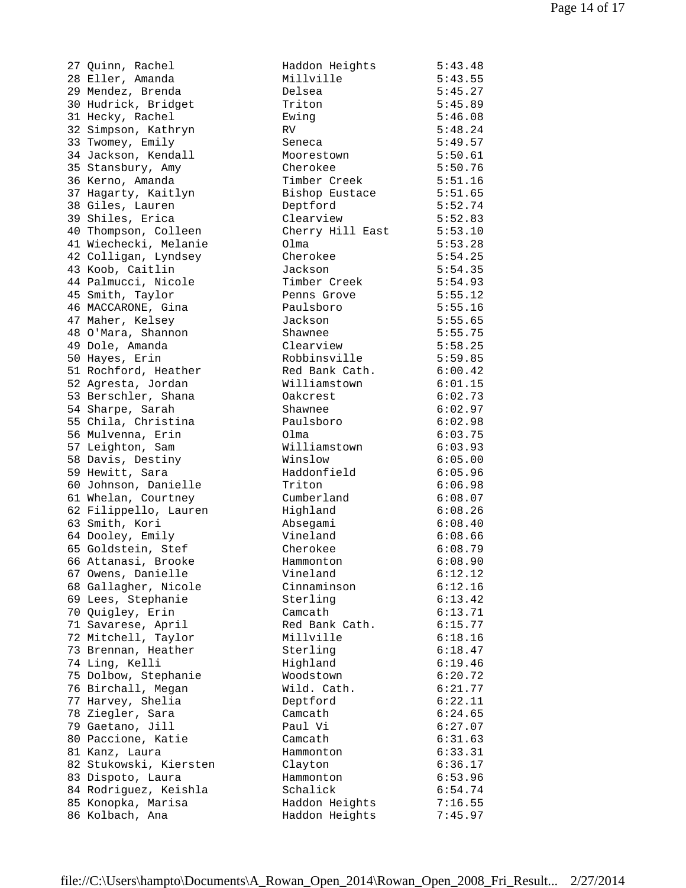| Place | Name | School | Time |
|---|---|---|---|
| 27 | Quinn, Rachel | Haddon Heights | 5:43.48 |
| 28 | Eller, Amanda | Millville | 5:43.55 |
| 29 | Mendez, Brenda | Delsea | 5:45.27 |
| 30 | Hudrick, Bridget | Triton | 5:45.89 |
| 31 | Hecky, Rachel | Ewing | 5:46.08 |
| 32 | Simpson, Kathryn | RV | 5:48.24 |
| 33 | Twomey, Emily | Seneca | 5:49.57 |
| 34 | Jackson, Kendall | Moorestown | 5:50.61 |
| 35 | Stansbury, Amy | Cherokee | 5:50.76 |
| 36 | Kerno, Amanda | Timber Creek | 5:51.16 |
| 37 | Hagarty, Kaitlyn | Bishop Eustace | 5:51.65 |
| 38 | Giles, Lauren | Deptford | 5:52.74 |
| 39 | Shiles, Erica | Clearview | 5:52.83 |
| 40 | Thompson, Colleen | Cherry Hill East | 5:53.10 |
| 41 | Wiechecki, Melanie | Olma | 5:53.28 |
| 42 | Colligan, Lyndsey | Cherokee | 5:54.25 |
| 43 | Koob, Caitlin | Jackson | 5:54.35 |
| 44 | Palmucci, Nicole | Timber Creek | 5:54.93 |
| 45 | Smith, Taylor | Penns Grove | 5:55.12 |
| 46 | MACCARONE, Gina | Paulsboro | 5:55.16 |
| 47 | Maher, Kelsey | Jackson | 5:55.65 |
| 48 | O'Mara, Shannon | Shawnee | 5:55.75 |
| 49 | Dole, Amanda | Clearview | 5:58.25 |
| 50 | Hayes, Erin | Robbinsville | 5:59.85 |
| 51 | Rochford, Heather | Red Bank Cath. | 6:00.42 |
| 52 | Agresta, Jordan | Williamstown | 6:01.15 |
| 53 | Berschler, Shana | Oakcrest | 6:02.73 |
| 54 | Sharpe, Sarah | Shawnee | 6:02.97 |
| 55 | Chila, Christina | Paulsboro | 6:02.98 |
| 56 | Mulvenna, Erin | Olma | 6:03.75 |
| 57 | Leighton, Sam | Williamstown | 6:03.93 |
| 58 | Davis, Destiny | Winslow | 6:05.00 |
| 59 | Hewitt, Sara | Haddonfield | 6:05.96 |
| 60 | Johnson, Danielle | Triton | 6:06.98 |
| 61 | Whelan, Courtney | Cumberland | 6:08.07 |
| 62 | Filippello, Lauren | Highland | 6:08.26 |
| 63 | Smith, Kori | Absegami | 6:08.40 |
| 64 | Dooley, Emily | Vineland | 6:08.66 |
| 65 | Goldstein, Stef | Cherokee | 6:08.79 |
| 66 | Attanasi, Brooke | Hammonton | 6:08.90 |
| 67 | Owens, Danielle | Vineland | 6:12.12 |
| 68 | Gallagher, Nicole | Cinnaminson | 6:12.16 |
| 69 | Lees, Stephanie | Sterling | 6:13.42 |
| 70 | Quigley, Erin | Camcath | 6:13.71 |
| 71 | Savarese, April | Red Bank Cath. | 6:15.77 |
| 72 | Mitchell, Taylor | Millville | 6:18.16 |
| 73 | Brennan, Heather | Sterling | 6:18.47 |
| 74 | Ling, Kelli | Highland | 6:19.46 |
| 75 | Dolbow, Stephanie | Woodstown | 6:20.72 |
| 76 | Birchall, Megan | Wild. Cath. | 6:21.77 |
| 77 | Harvey, Shelia | Deptford | 6:22.11 |
| 78 | Ziegler, Sara | Camcath | 6:24.65 |
| 79 | Gaetano, Jill | Paul Vi | 6:27.07 |
| 80 | Paccione, Katie | Camcath | 6:31.63 |
| 81 | Kanz, Laura | Hammonton | 6:33.31 |
| 82 | Stukowski, Kiersten | Clayton | 6:36.17 |
| 83 | Dispoto, Laura | Hammonton | 6:53.96 |
| 84 | Rodriguez, Keishla | Schalick | 6:54.74 |
| 85 | Konopka, Marisa | Haddon Heights | 7:16.55 |
| 86 | Kolbach, Ana | Haddon Heights | 7:45.97 |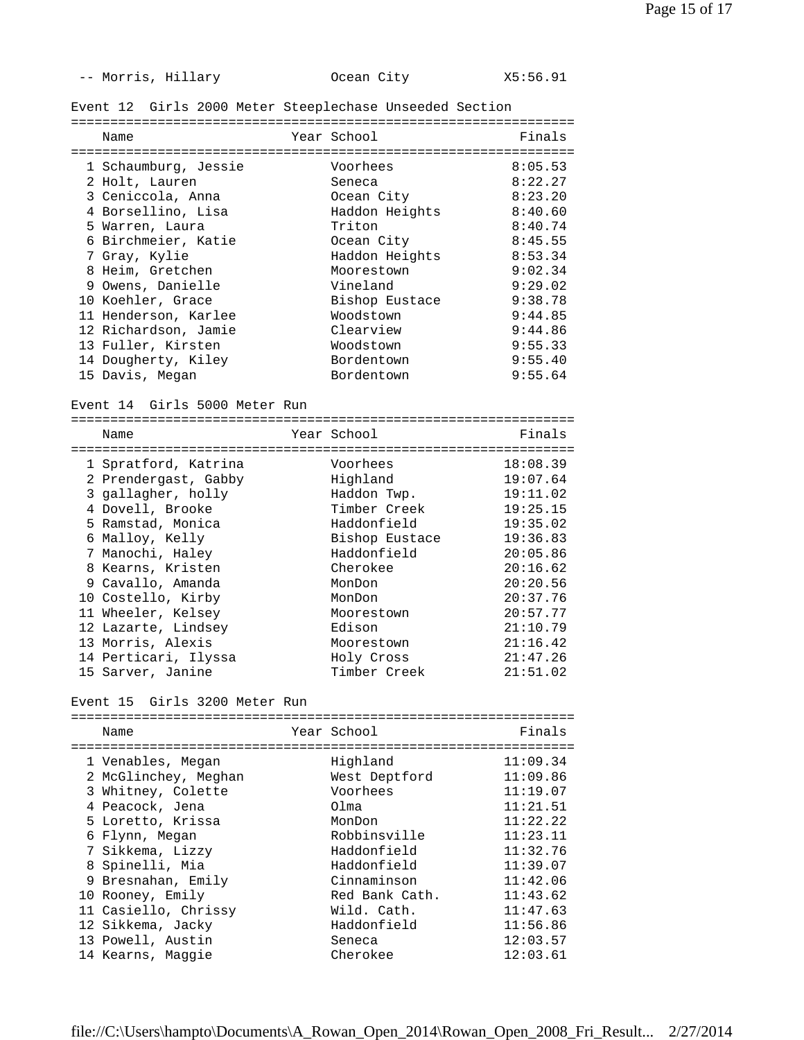| | Name | Year | School | Finals |
|---|---|---|---|---|
| -- | Morris, Hillary | | Ocean City | X5:56.91 |

### Event 12 Girls 2000 Meter Steeplechase Unseeded Section

| | Name | Year | School | Finals |
|---|---|---|---|---|
| 1 | Schaumburg, Jessie | | Voorhees | 8:05.53 |
| 2 | Holt, Lauren | | Seneca | 8:22.27 |
| 3 | Ceniccola, Anna | | Ocean City | 8:23.20 |
| 4 | Borsellino, Lisa | | Haddon Heights | 8:40.60 |
| 5 | Warren, Laura | | Triton | 8:40.74 |
| 6 | Birchmeier, Katie | | Ocean City | 8:45.55 |
| 7 | Gray, Kylie | | Haddon Heights | 8:53.34 |
| 8 | Heim, Gretchen | | Moorestown | 9:02.34 |
| 9 | Owens, Danielle | | Vineland | 9:29.02 |
| 10 | Koehler, Grace | | Bishop Eustace | 9:38.78 |
| 11 | Henderson, Karlee | | Woodstown | 9:44.85 |
| 12 | Richardson, Jamie | | Clearview | 9:44.86 |
| 13 | Fuller, Kirsten | | Woodstown | 9:55.33 |
| 14 | Dougherty, Kiley | | Bordentown | 9:55.40 |
| 15 | Davis, Megan | | Bordentown | 9:55.64 |

### Event 14 Girls 5000 Meter Run

| | Name | Year | School | Finals |
|---|---|---|---|---|
| 1 | Spratford, Katrina | | Voorhees | 18:08.39 |
| 2 | Prendergast, Gabby | | Highland | 19:07.64 |
| 3 | gallagher, holly | | Haddon Twp. | 19:11.02 |
| 4 | Dovell, Brooke | | Timber Creek | 19:25.15 |
| 5 | Ramstad, Monica | | Haddonfield | 19:35.02 |
| 6 | Malloy, Kelly | | Bishop Eustace | 19:36.83 |
| 7 | Manochi, Haley | | Haddonfield | 20:05.86 |
| 8 | Kearns, Kristen | | Cherokee | 20:16.62 |
| 9 | Cavallo, Amanda | | MonDon | 20:20.56 |
| 10 | Costello, Kirby | | MonDon | 20:37.76 |
| 11 | Wheeler, Kelsey | | Moorestown | 20:57.77 |
| 12 | Lazarte, Lindsey | | Edison | 21:10.79 |
| 13 | Morris, Alexis | | Moorestown | 21:16.42 |
| 14 | Perticari, Ilyssa | | Holy Cross | 21:47.26 |
| 15 | Sarver, Janine | | Timber Creek | 21:51.02 |

### Event 15 Girls 3200 Meter Run

| | Name | Year | School | Finals |
|---|---|---|---|---|
| 1 | Venables, Megan | | Highland | 11:09.34 |
| 2 | McGlinchey, Meghan | | West Deptford | 11:09.86 |
| 3 | Whitney, Colette | | Voorhees | 11:19.07 |
| 4 | Peacock, Jena | | Olma | 11:21.51 |
| 5 | Loretto, Krissa | | MonDon | 11:22.22 |
| 6 | Flynn, Megan | | Robbinsville | 11:23.11 |
| 7 | Sikkema, Lizzy | | Haddonfield | 11:32.76 |
| 8 | Spinelli, Mia | | Haddonfield | 11:39.07 |
| 9 | Bresnahan, Emily | | Cinnaminson | 11:42.06 |
| 10 | Rooney, Emily | | Red Bank Cath. | 11:43.62 |
| 11 | Casiello, Chrissy | | Wild. Cath. | 11:47.63 |
| 12 | Sikkema, Jacky | | Haddonfield | 11:56.86 |
| 13 | Powell, Austin | | Seneca | 12:03.57 |
| 14 | Kearns, Maggie | | Cherokee | 12:03.61 |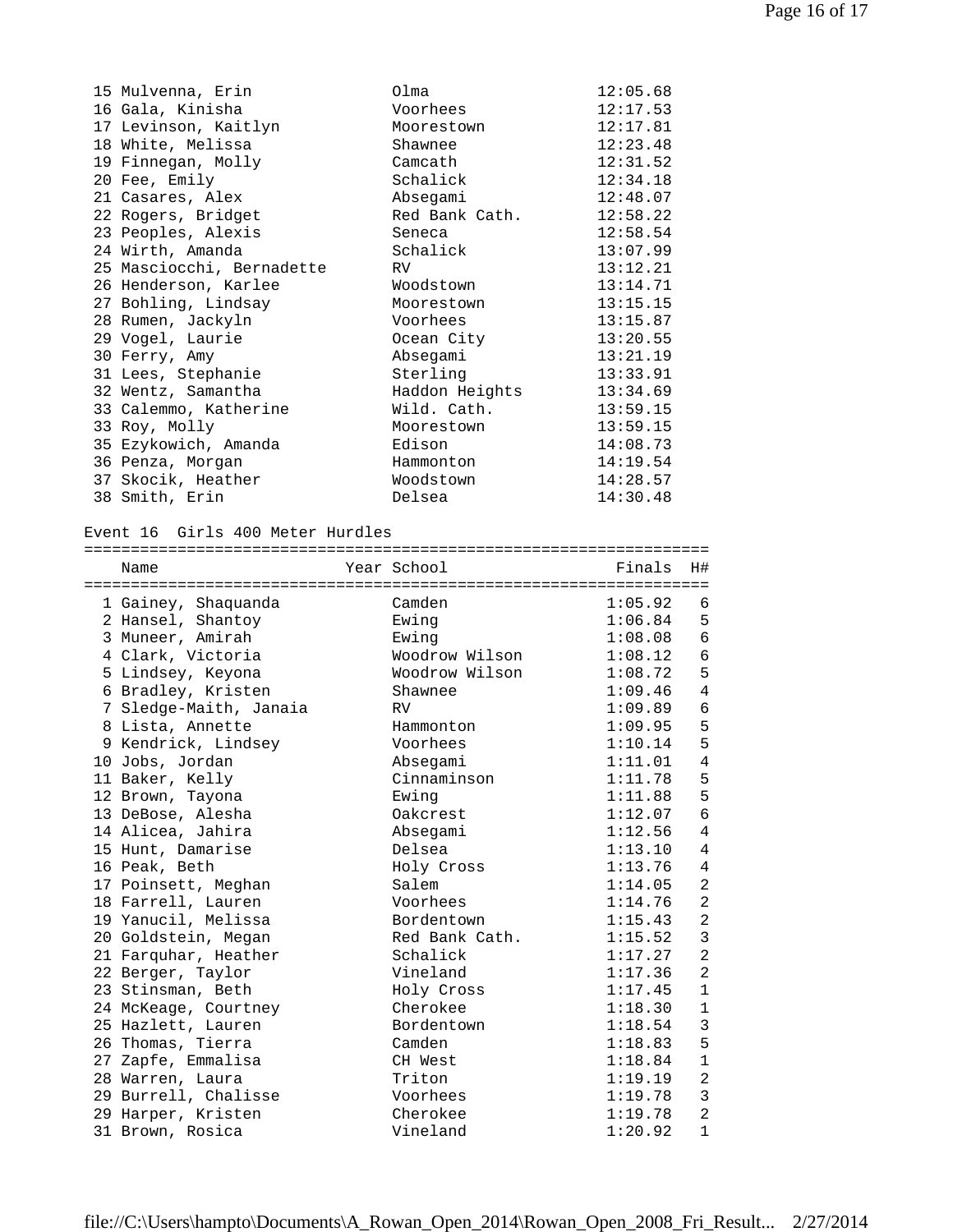| Place | Name | School | Finals |
|---|---|---|---|
| 15 | Mulvenna, Erin | Olma | 12:05.68 |
| 16 | Gala, Kinisha | Voorhees | 12:17.53 |
| 17 | Levinson, Kaitlyn | Moorestown | 12:17.81 |
| 18 | White, Melissa | Shawnee | 12:23.48 |
| 19 | Finnegan, Molly | Camcath | 12:31.52 |
| 20 | Fee, Emily | Schalick | 12:34.18 |
| 21 | Casares, Alex | Absegami | 12:48.07 |
| 22 | Rogers, Bridget | Red Bank Cath. | 12:58.22 |
| 23 | Peoples, Alexis | Seneca | 12:58.54 |
| 24 | Wirth, Amanda | Schalick | 13:07.99 |
| 25 | Masciocchi, Bernadette | RV | 13:12.21 |
| 26 | Henderson, Karlee | Woodstown | 13:14.71 |
| 27 | Bohling, Lindsay | Moorestown | 13:15.15 |
| 28 | Rumen, Jackyln | Voorhees | 13:15.87 |
| 29 | Vogel, Laurie | Ocean City | 13:20.55 |
| 30 | Ferry, Amy | Absegami | 13:21.19 |
| 31 | Lees, Stephanie | Sterling | 13:33.91 |
| 32 | Wentz, Samantha | Haddon Heights | 13:34.69 |
| 33 | Calemmo, Katherine | Wild. Cath. | 13:59.15 |
| 33 | Roy, Molly | Moorestown | 13:59.15 |
| 35 | Ezykowich, Amanda | Edison | 14:08.73 |
| 36 | Penza, Morgan | Hammonton | 14:19.54 |
| 37 | Skocik, Heather | Woodstown | 14:28.57 |
| 38 | Smith, Erin | Delsea | 14:30.48 |

Event 16  Girls 400 Meter Hurdles

| Place | Name | Year | School | Finals | H# |
|---|---|---|---|---|---|
| 1 | Gainey, Shaquanda | | Camden | 1:05.92 | 6 |
| 2 | Hansel, Shantoy | | Ewing | 1:06.84 | 5 |
| 3 | Muneer, Amirah | | Ewing | 1:08.08 | 6 |
| 4 | Clark, Victoria | | Woodrow Wilson | 1:08.12 | 6 |
| 5 | Lindsey, Keyona | | Woodrow Wilson | 1:08.72 | 5 |
| 6 | Bradley, Kristen | | Shawnee | 1:09.46 | 4 |
| 7 | Sledge-Maith, Janaia | | RV | 1:09.89 | 6 |
| 8 | Lista, Annette | | Hammonton | 1:09.95 | 5 |
| 9 | Kendrick, Lindsey | | Voorhees | 1:10.14 | 5 |
| 10 | Jobs, Jordan | | Absegami | 1:11.01 | 4 |
| 11 | Baker, Kelly | | Cinnaminson | 1:11.78 | 5 |
| 12 | Brown, Tayona | | Ewing | 1:11.88 | 5 |
| 13 | DeBose, Alesha | | Oakcrest | 1:12.07 | 6 |
| 14 | Alicea, Jahira | | Absegami | 1:12.56 | 4 |
| 15 | Hunt, Damarise | | Delsea | 1:13.10 | 4 |
| 16 | Peak, Beth | | Holy Cross | 1:13.76 | 4 |
| 17 | Poinsett, Meghan | | Salem | 1:14.05 | 2 |
| 18 | Farrell, Lauren | | Voorhees | 1:14.76 | 2 |
| 19 | Yanucil, Melissa | | Bordentown | 1:15.43 | 2 |
| 20 | Goldstein, Megan | | Red Bank Cath. | 1:15.52 | 3 |
| 21 | Farquhar, Heather | | Schalick | 1:17.27 | 2 |
| 22 | Berger, Taylor | | Vineland | 1:17.36 | 2 |
| 23 | Stinsman, Beth | | Holy Cross | 1:17.45 | 1 |
| 24 | McKeage, Courtney | | Cherokee | 1:18.30 | 1 |
| 25 | Hazlett, Lauren | | Bordentown | 1:18.54 | 3 |
| 26 | Thomas, Tierra | | Camden | 1:18.83 | 5 |
| 27 | Zapfe, Emmalisa | | CH West | 1:18.84 | 1 |
| 28 | Warren, Laura | | Triton | 1:19.19 | 2 |
| 29 | Burrell, Chalisse | | Voorhees | 1:19.78 | 3 |
| 29 | Harper, Kristen | | Cherokee | 1:19.78 | 2 |
| 31 | Brown, Rosica | | Vineland | 1:20.92 | 1 |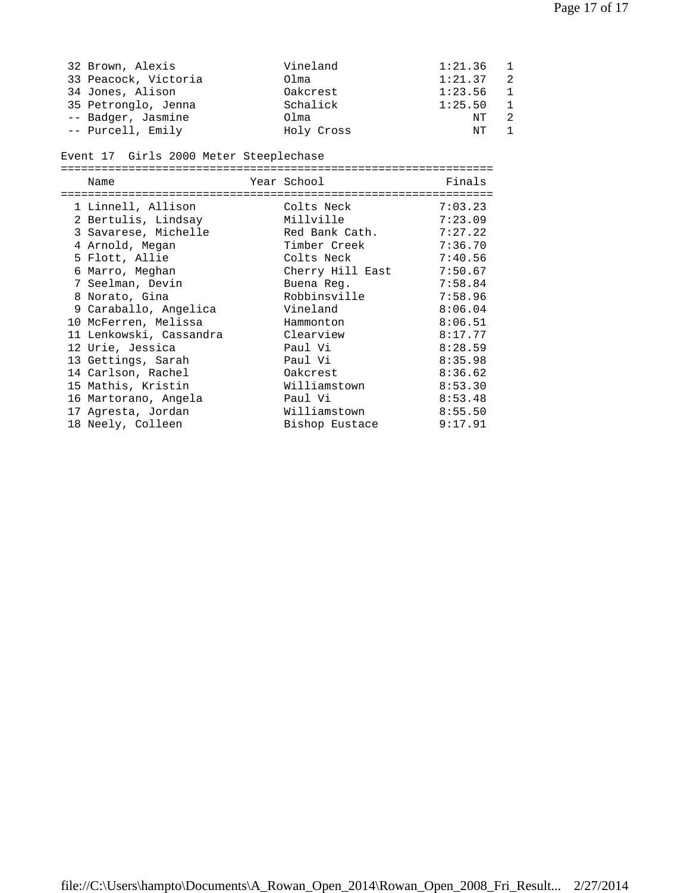| | | | | |
|---|---|---|---|---|
| 32 | Brown, Alexis | Vineland | 1:21.36 | 1 |
| 33 | Peacock, Victoria | Olma | 1:21.37 | 2 |
| 34 | Jones, Alison | Oakcrest | 1:23.56 | 1 |
| 35 | Petronglo, Jenna | Schalick | 1:25.50 | 1 |
| -- | Badger, Jasmine | Olma | NT | 2 |
| -- | Purcell, Emily | Holy Cross | NT | 1 |

## Event 17 Girls 2000 Meter Steeplechase

| | Name | Year | School | Finals |
|---|---|---|---|---|
| 1 | Linnell, Allison | | Colts Neck | 7:03.23 |
| 2 | Bertulis, Lindsay | | Millville | 7:23.09 |
| 3 | Savarese, Michelle | | Red Bank Cath. | 7:27.22 |
| 4 | Arnold, Megan | | Timber Creek | 7:36.70 |
| 5 | Flott, Allie | | Colts Neck | 7:40.56 |
| 6 | Marro, Meghan | | Cherry Hill East | 7:50.67 |
| 7 | Seelman, Devin | | Buena Reg. | 7:58.84 |
| 8 | Norato, Gina | | Robbinsville | 7:58.96 |
| 9 | Caraballo, Angelica | | Vineland | 8:06.04 |
| 10 | McFerren, Melissa | | Hammonton | 8:06.51 |
| 11 | Lenkowski, Cassandra | | Clearview | 8:17.77 |
| 12 | Urie, Jessica | | Paul Vi | 8:28.59 |
| 13 | Gettings, Sarah | | Paul Vi | 8:35.98 |
| 14 | Carlson, Rachel | | Oakcrest | 8:36.62 |
| 15 | Mathis, Kristin | | Williamstown | 8:53.30 |
| 16 | Martorano, Angela | | Paul Vi | 8:53.48 |
| 17 | Agresta, Jordan | | Williamstown | 8:55.50 |
| 18 | Neely, Colleen | | Bishop Eustace | 9:17.91 |